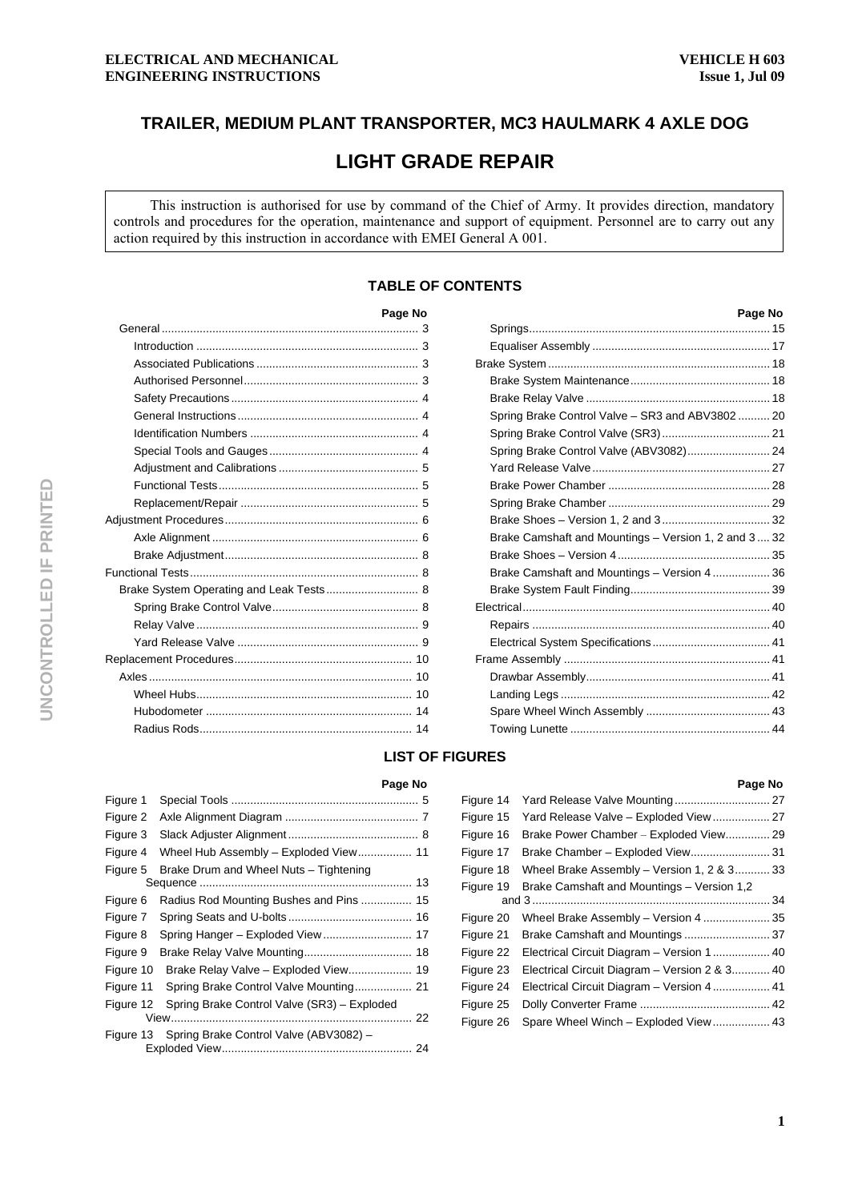# TRAILER, MEDIUM PLANT TRANSPORTER, MC3 HAULMARK 4 AXLE DOG

# LIGHT GRADE REPAIR

This instruction is authorised for use by command of the Chief of Army. It provides direction, mandatory controls and procedures for the operation, maintenance and support of equipment. Personnel are to carry out any action required by this instruction in accordance with EMEI General A 001.

## TABLE OF CONTENTS

| | Page No |
|---|---|
| General | 3 |
| Introduction | 3 |
| Associated Publications | 3 |
| Authorised Personnel | 3 |
| Safety Precautions | 4 |
| General Instructions | 4 |
| Identification Numbers | 4 |
| Special Tools and Gauges | 4 |
| Adjustment and Calibrations | 5 |
| Functional Tests | 5 |
| Replacement/Repair | 5 |
| Adjustment Procedures | 6 |
| Axle Alignment | 6 |
| Brake Adjustment | 8 |
| Functional Tests | 8 |
| Brake System Operating and Leak Tests | 8 |
| Spring Brake Control Valve | 8 |
| Relay Valve | 9 |
| Yard Release Valve | 9 |
| Replacement Procedures | 10 |
| Axles | 10 |
| Wheel Hubs | 10 |
| Hubodometer | 14 |
| Radius Rods | 14 |
| Springs | 15 |
| Equaliser Assembly | 17 |
| Brake System | 18 |
| Brake System Maintenance | 18 |
| Brake Relay Valve | 18 |
| Spring Brake Control Valve – SR3 and ABV3802 | 20 |
| Spring Brake Control Valve (SR3) | 21 |
| Spring Brake Control Valve (ABV3082) | 24 |
| Yard Release Valve | 27 |
| Brake Power Chamber | 28 |
| Spring Brake Chamber | 29 |
| Brake Shoes – Version 1, 2 and 3 | 32 |
| Brake Camshaft and Mountings – Version 1, 2 and 3 | 32 |
| Brake Shoes – Version 4 | 35 |
| Brake Camshaft and Mountings – Version 4 | 36 |
| Brake System Fault Finding | 39 |
| Electrical | 40 |
| Repairs | 40 |
| Electrical System Specifications | 41 |
| Frame Assembly | 41 |
| Drawbar Assembly | 41 |
| Landing Legs | 42 |
| Spare Wheel Winch Assembly | 43 |
| Towing Lunette | 44 |

## LIST OF FIGURES

| | | Page No |
|---|---|---|
| Figure 1 | Special Tools | 5 |
| Figure 2 | Axle Alignment Diagram | 7 |
| Figure 3 | Slack Adjuster Alignment | 8 |
| Figure 4 | Wheel Hub Assembly – Exploded View | 11 |
| Figure 5 | Brake Drum and Wheel Nuts – Tightening Sequence | 13 |
| Figure 6 | Radius Rod Mounting Bushes and Pins | 15 |
| Figure 7 | Spring Seats and U-bolts | 16 |
| Figure 8 | Spring Hanger – Exploded View | 17 |
| Figure 9 | Brake Relay Valve Mounting | 18 |
| Figure 10 | Brake Relay Valve – Exploded View | 19 |
| Figure 11 | Spring Brake Control Valve Mounting | 21 |
| Figure 12 | Spring Brake Control Valve (SR3) – Exploded View | 22 |
| Figure 13 | Spring Brake Control Valve (ABV3082) – Exploded View | 24 |
| Figure 14 | Yard Release Valve Mounting | 27 |
| Figure 15 | Yard Release Valve – Exploded View | 27 |
| Figure 16 | Brake Power Chamber – Exploded View | 29 |
| Figure 17 | Brake Chamber – Exploded View | 31 |
| Figure 18 | Wheel Brake Assembly – Version 1, 2 & 3 | 33 |
| Figure 19 | Brake Camshaft and Mountings – Version 1,2 and 3 | 34 |
| Figure 20 | Wheel Brake Assembly – Version 4 | 35 |
| Figure 21 | Brake Camshaft and Mountings | 37 |
| Figure 22 | Electrical Circuit Diagram – Version 1 | 40 |
| Figure 23 | Electrical Circuit Diagram – Version 2 & 3 | 40 |
| Figure 24 | Electrical Circuit Diagram – Version 4 | 41 |
| Figure 25 | Dolly Converter Frame | 42 |
| Figure 26 | Spare Wheel Winch – Exploded View | 43 |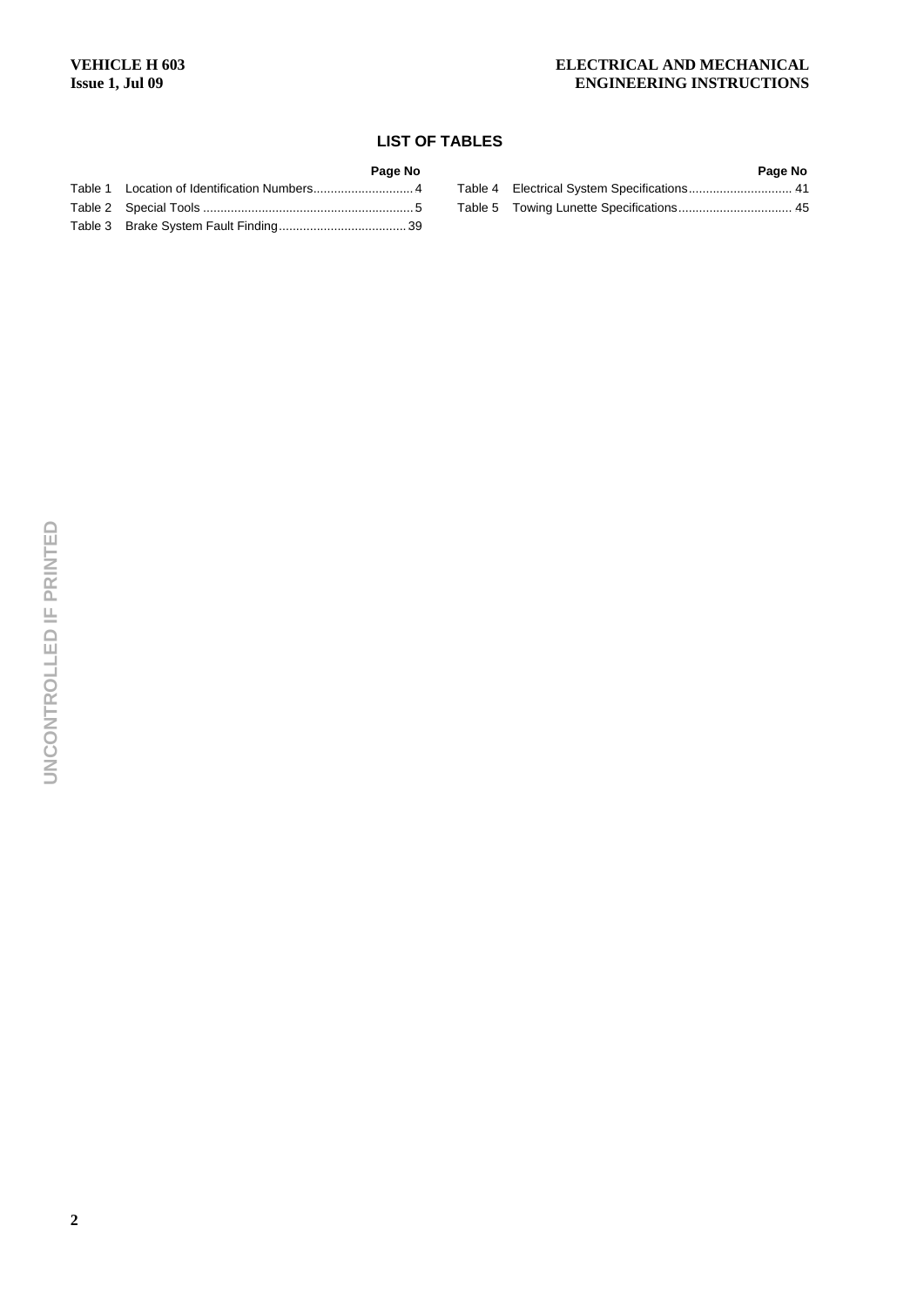## LIST OF TABLES

| | | Page No |
|---|---|---|
| Table 1 | Location of Identification Numbers | 4 |
| Table 2 | Special Tools | 5 |
| Table 3 | Brake System Fault Finding | 39 |
| Table 4 | Electrical System Specifications | 41 |
| Table 5 | Towing Lunette Specifications | 45 |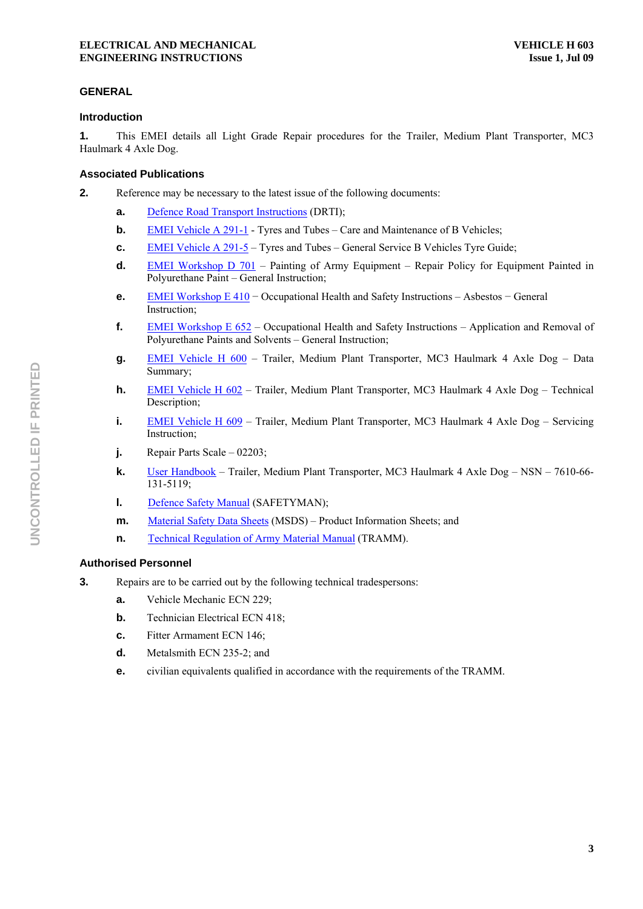## GENERAL

### Introduction

**1.** This EMEI details all Light Grade Repair procedures for the Trailer, Medium Plant Transporter, MC3 Haulmark 4 Axle Dog.

### Associated Publications

**2.** Reference may be necessary to the latest issue of the following documents:

**a.** Defence Road Transport Instructions (DRTI);

**b.** EMEI Vehicle A 291-1 - Tyres and Tubes – Care and Maintenance of B Vehicles;

**c.** EMEI Vehicle A 291-5 – Tyres and Tubes – General Service B Vehicles Tyre Guide;

**d.** EMEI Workshop D 701 – Painting of Army Equipment – Repair Policy for Equipment Painted in Polyurethane Paint – General Instruction;

**e.** EMEI Workshop E 410 − Occupational Health and Safety Instructions – Asbestos − General Instruction;

**f.** EMEI Workshop E 652 – Occupational Health and Safety Instructions – Application and Removal of Polyurethane Paints and Solvents – General Instruction;

**g.** EMEI Vehicle H 600 – Trailer, Medium Plant Transporter, MC3 Haulmark 4 Axle Dog – Data Summary;

**h.** EMEI Vehicle H 602 – Trailer, Medium Plant Transporter, MC3 Haulmark 4 Axle Dog – Technical Description;

**i.** EMEI Vehicle H 609 – Trailer, Medium Plant Transporter, MC3 Haulmark 4 Axle Dog – Servicing Instruction;

**j.** Repair Parts Scale – 02203;

**k.** User Handbook – Trailer, Medium Plant Transporter, MC3 Haulmark 4 Axle Dog – NSN – 7610-66-131-5119;

**l.** Defence Safety Manual (SAFETYMAN);

**m.** Material Safety Data Sheets (MSDS) – Product Information Sheets; and

**n.** Technical Regulation of Army Material Manual (TRAMM).

### Authorised Personnel

**3.** Repairs are to be carried out by the following technical tradespersons:

**a.** Vehicle Mechanic ECN 229;

**b.** Technician Electrical ECN 418;

**c.** Fitter Armament ECN 146;

**d.** Metalsmith ECN 235-2; and

**e.** civilian equivalents qualified in accordance with the requirements of the TRAMM.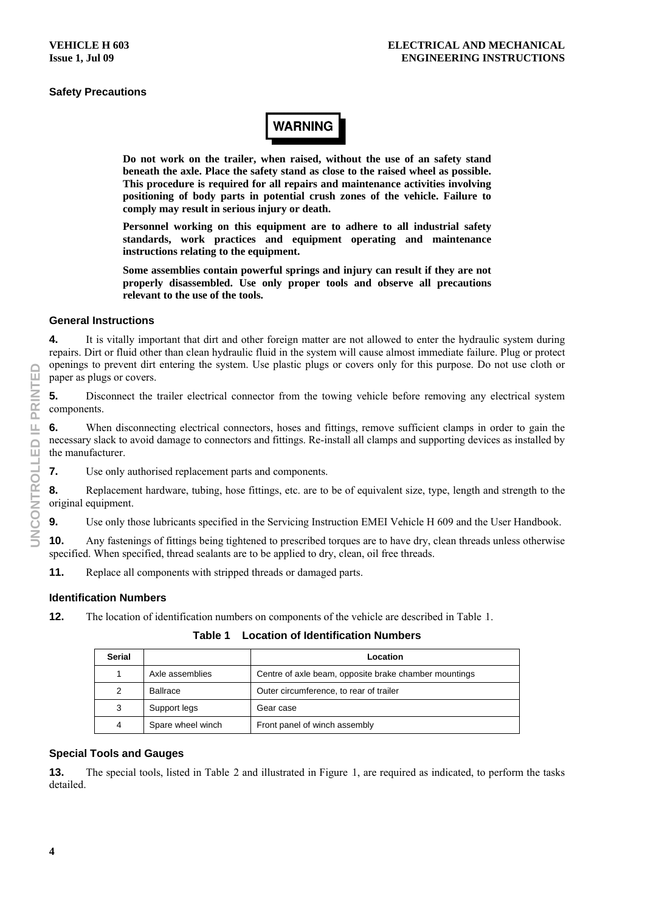## Safety Precautions

**WARNING**

**Do not work on the trailer, when raised, without the use of an safety stand beneath the axle. Place the safety stand as close to the raised wheel as possible. This procedure is required for all repairs and maintenance activities involving positioning of body parts in potential crush zones of the vehicle. Failure to comply may result in serious injury or death.**

**Personnel working on this equipment are to adhere to all industrial safety standards, work practices and equipment operating and maintenance instructions relating to the equipment.**

**Some assemblies contain powerful springs and injury can result if they are not properly disassembled. Use only proper tools and observe all precautions relevant to the use of the tools.**

## General Instructions

**4.** It is vitally important that dirt and other foreign matter are not allowed to enter the hydraulic system during repairs. Dirt or fluid other than clean hydraulic fluid in the system will cause almost immediate failure. Plug or protect openings to prevent dirt entering the system. Use plastic plugs or covers only for this purpose. Do not use cloth or paper as plugs or covers.

**5.** Disconnect the trailer electrical connector from the towing vehicle before removing any electrical system components.

**6.** When disconnecting electrical connectors, hoses and fittings, remove sufficient clamps in order to gain the necessary slack to avoid damage to connectors and fittings. Re-install all clamps and supporting devices as installed by the manufacturer.

**7.** Use only authorised replacement parts and components.

**8.** Replacement hardware, tubing, hose fittings, etc. are to be of equivalent size, type, length and strength to the original equipment.

**9.** Use only those lubricants specified in the Servicing Instruction EMEI Vehicle H 609 and the User Handbook.

**10.** Any fastenings of fittings being tightened to prescribed torques are to have dry, clean threads unless otherwise specified. When specified, thread sealants are to be applied to dry, clean, oil free threads.

**11.** Replace all components with stripped threads or damaged parts.

## Identification Numbers

**12.** The location of identification numbers on components of the vehicle are described in Table 1.

**Table 1 Location of Identification Numbers**

| Serial | | Location |
|---|---|---|
| 1 | Axle assemblies | Centre of axle beam, opposite brake chamber mountings |
| 2 | Ballrace | Outer circumference, to rear of trailer |
| 3 | Support legs | Gear case |
| 4 | Spare wheel winch | Front panel of winch assembly |

## Special Tools and Gauges

**13.** The special tools, listed in Table 2 and illustrated in Figure 1, are required as indicated, to perform the tasks detailed.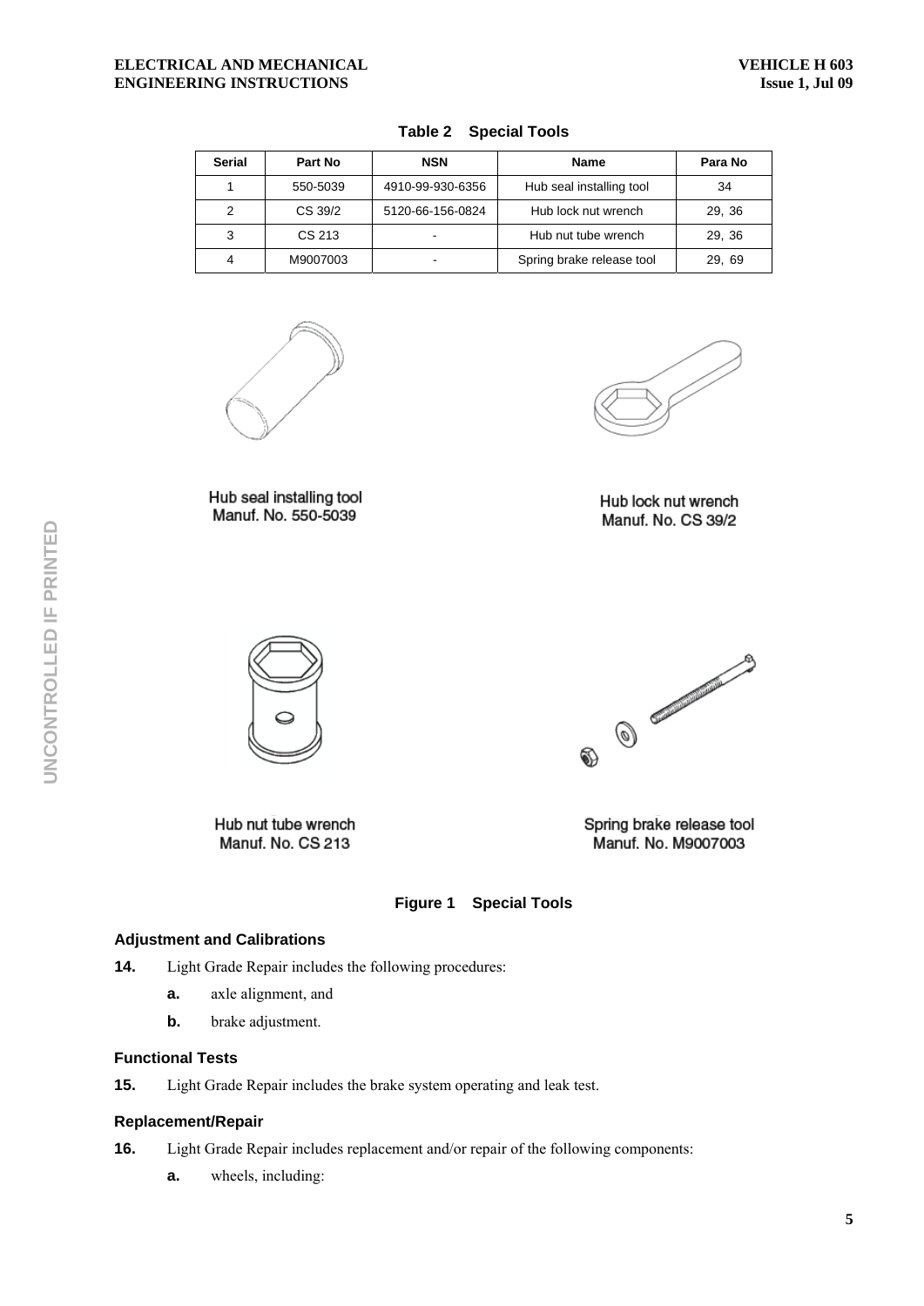**Table 2 Special Tools**

| Serial | Part No | NSN | Name | Para No |
|---|---|---|---|---|
| 1 | 550-5039 | 4910-99-930-6356 | Hub seal installing tool | 34 |
| 2 | CS 39/2 | 5120-66-156-0824 | Hub lock nut wrench | 29, 36 |
| 3 | CS 213 | - | Hub nut tube wrench | 29, 36 |
| 4 | M9007003 | - | Spring brake release tool | 29, 69 |

Hub seal installing tool
Manuf. No. 550-5039

Hub lock nut wrench
Manuf. No. CS 39/2

Hub nut tube wrench
Manuf. No. CS 213

Spring brake release tool
Manuf. No. M9007003

**Figure 1 Special Tools**

### Adjustment and Calibrations

**14.** Light Grade Repair includes the following procedures:

- **a.** axle alignment, and
- **b.** brake adjustment.

### Functional Tests

**15.** Light Grade Repair includes the brake system operating and leak test.

### Replacement/Repair

**16.** Light Grade Repair includes replacement and/or repair of the following components:

- **a.** wheels, including: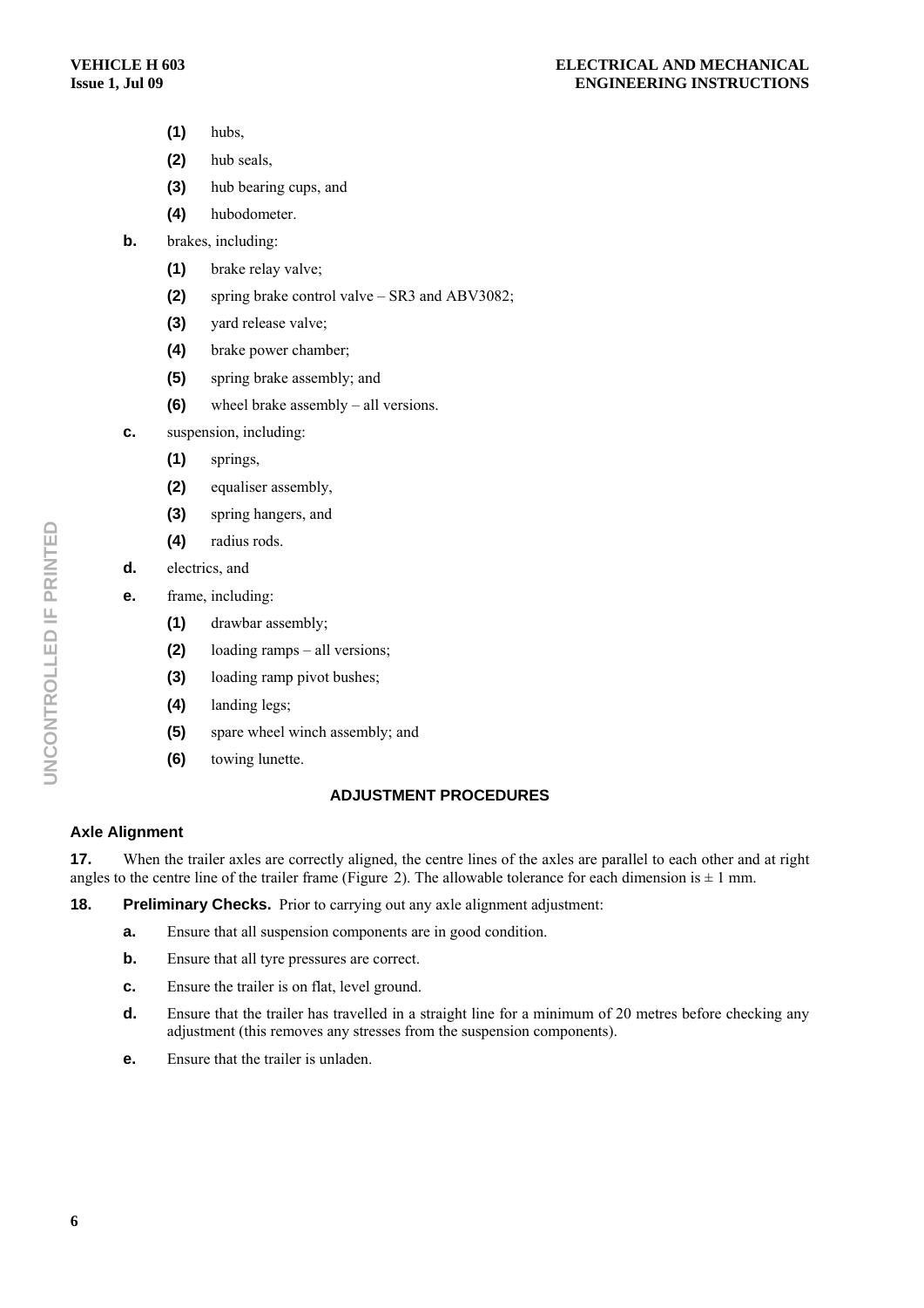(1) hubs,

(2) hub seals,

(3) hub bearing cups, and

(4) hubodometer.

**b.** brakes, including:

(1) brake relay valve;

(2) spring brake control valve – SR3 and ABV3082;

(3) yard release valve;

(4) brake power chamber;

(5) spring brake assembly; and

(6) wheel brake assembly – all versions.

**c.** suspension, including:

(1) springs,

(2) equaliser assembly,

(3) spring hangers, and

(4) radius rods.

**d.** electrics, and

**e.** frame, including:

(1) drawbar assembly;

(2) loading ramps – all versions;

(3) loading ramp pivot bushes;

(4) landing legs;

(5) spare wheel winch assembly; and

(6) towing lunette.

## ADJUSTMENT PROCEDURES

### Axle Alignment

**17.** When the trailer axles are correctly aligned, the centre lines of the axles are parallel to each other and at right angles to the centre line of the trailer frame (Figure 2). The allowable tolerance for each dimension is ± 1 mm.

**18. Preliminary Checks.** Prior to carrying out any axle alignment adjustment:

**a.** Ensure that all suspension components are in good condition.

**b.** Ensure that all tyre pressures are correct.

**c.** Ensure the trailer is on flat, level ground.

**d.** Ensure that the trailer has travelled in a straight line for a minimum of 20 metres before checking any adjustment (this removes any stresses from the suspension components).

**e.** Ensure that the trailer is unladen.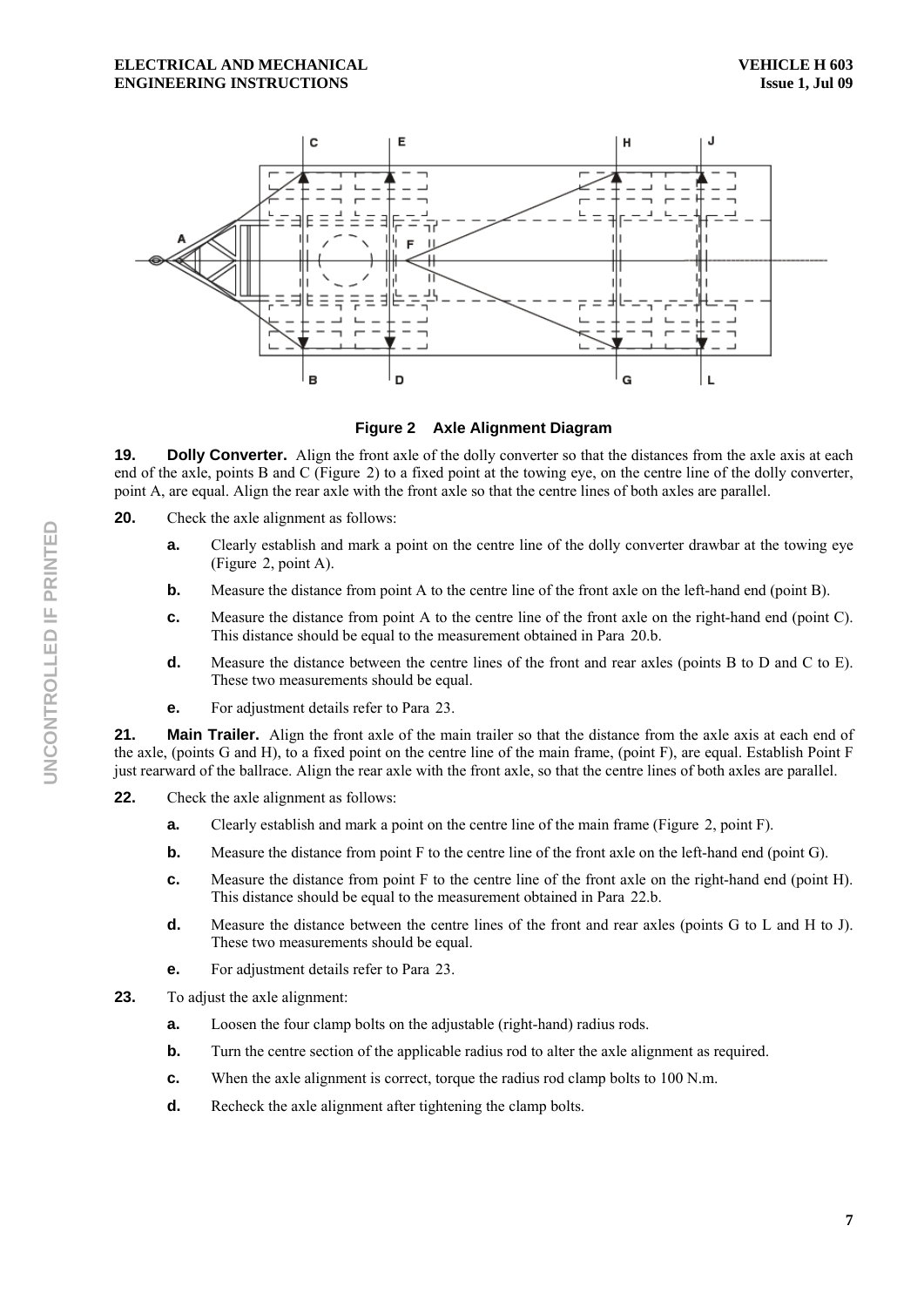**Figure 2 Axle Alignment Diagram**

**19. Dolly Converter.** Align the front axle of the dolly converter so that the distances from the axle axis at each end of the axle, points B and C (Figure 2) to a fixed point at the towing eye, on the centre line of the dolly converter, point A, are equal. Align the rear axle with the front axle so that the centre lines of both axles are parallel.

**20.** Check the axle alignment as follows:

**a.** Clearly establish and mark a point on the centre line of the dolly converter drawbar at the towing eye (Figure 2, point A).

**b.** Measure the distance from point A to the centre line of the front axle on the left-hand end (point B).

**c.** Measure the distance from point A to the centre line of the front axle on the right-hand end (point C). This distance should be equal to the measurement obtained in Para 20.b.

**d.** Measure the distance between the centre lines of the front and rear axles (points B to D and C to E). These two measurements should be equal.

**e.** For adjustment details refer to Para 23.

**21. Main Trailer.** Align the front axle of the main trailer so that the distance from the axle axis at each end of the axle, (points G and H), to a fixed point on the centre line of the main frame, (point F), are equal. Establish Point F just rearward of the ballrace. Align the rear axle with the front axle, so that the centre lines of both axles are parallel.

**22.** Check the axle alignment as follows:

**a.** Clearly establish and mark a point on the centre line of the main frame (Figure 2, point F).

**b.** Measure the distance from point F to the centre line of the front axle on the left-hand end (point G).

**c.** Measure the distance from point F to the centre line of the front axle on the right-hand end (point H). This distance should be equal to the measurement obtained in Para 22.b.

**d.** Measure the distance between the centre lines of the front and rear axles (points G to L and H to J). These two measurements should be equal.

**e.** For adjustment details refer to Para 23.

**23.** To adjust the axle alignment:

**a.** Loosen the four clamp bolts on the adjustable (right-hand) radius rods.

**b.** Turn the centre section of the applicable radius rod to alter the axle alignment as required.

**c.** When the axle alignment is correct, torque the radius rod clamp bolts to 100 N.m.

**d.** Recheck the axle alignment after tightening the clamp bolts.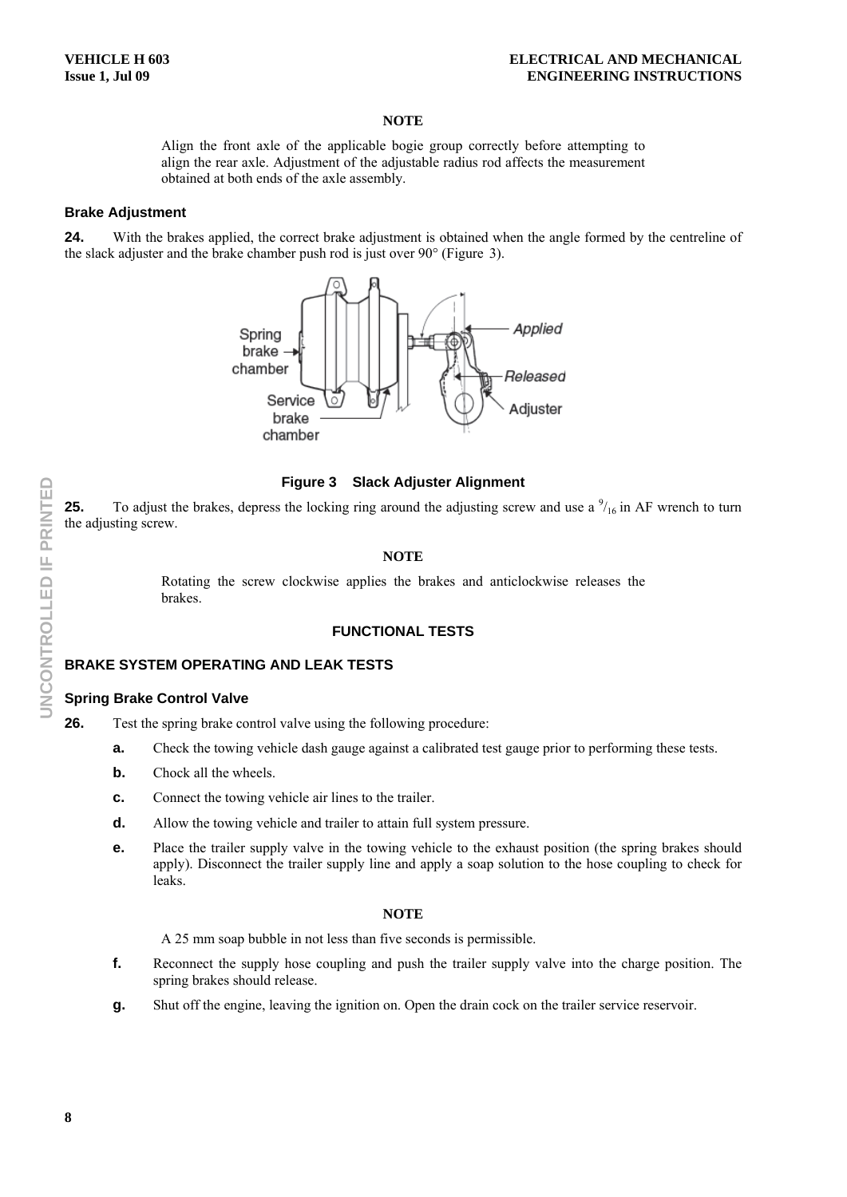**NOTE**

Align the front axle of the applicable bogie group correctly before attempting to align the rear axle. Adjustment of the adjustable radius rod affects the measurement obtained at both ends of the axle assembly.

### Brake Adjustment

**24.** With the brakes applied, the correct brake adjustment is obtained when the angle formed by the centreline of the slack adjuster and the brake chamber push rod is just over 90° (Figure 3).

**Figure 3 Slack Adjuster Alignment**

**25.** To adjust the brakes, depress the locking ring around the adjusting screw and use a $^{9}/_{16}$ in AF wrench to turn the adjusting screw.

**NOTE**

Rotating the screw clockwise applies the brakes and anticlockwise releases the brakes.

## FUNCTIONAL TESTS

## BRAKE SYSTEM OPERATING AND LEAK TESTS

### Spring Brake Control Valve

**26.** Test the spring brake control valve using the following procedure:

- **a.** Check the towing vehicle dash gauge against a calibrated test gauge prior to performing these tests.
- **b.** Chock all the wheels.
- **c.** Connect the towing vehicle air lines to the trailer.
- **d.** Allow the towing vehicle and trailer to attain full system pressure.
- **e.** Place the trailer supply valve in the towing vehicle to the exhaust position (the spring brakes should apply). Disconnect the trailer supply line and apply a soap solution to the hose coupling to check for leaks.

**NOTE**

A 25 mm soap bubble in not less than five seconds is permissible.

- **f.** Reconnect the supply hose coupling and push the trailer supply valve into the charge position. The spring brakes should release.
- **g.** Shut off the engine, leaving the ignition on. Open the drain cock on the trailer service reservoir.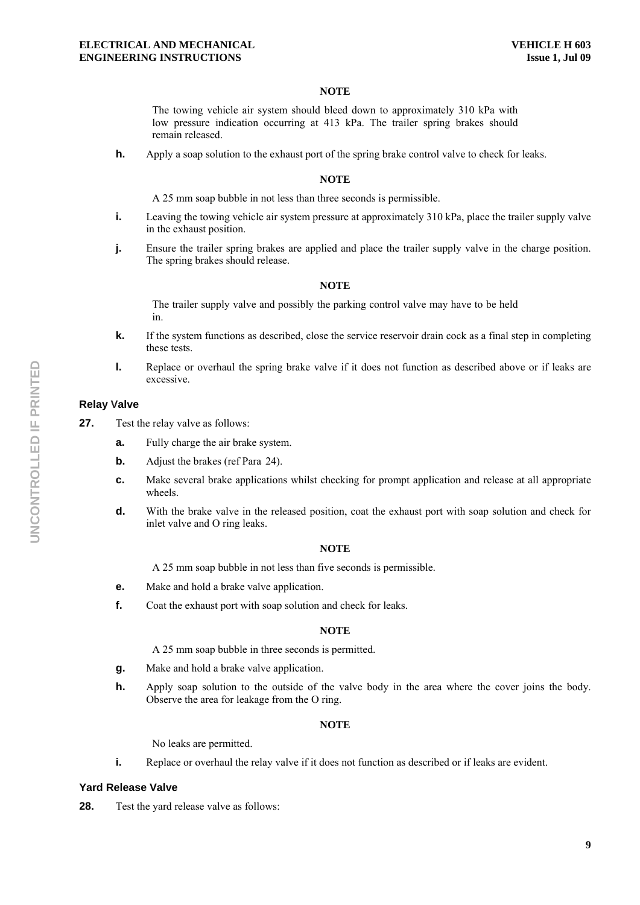**NOTE**

The towing vehicle air system should bleed down to approximately 310 kPa with low pressure indication occurring at 413 kPa. The trailer spring brakes should remain released.

**h.** Apply a soap solution to the exhaust port of the spring brake control valve to check for leaks.

**NOTE**

A 25 mm soap bubble in not less than three seconds is permissible.

**i.** Leaving the towing vehicle air system pressure at approximately 310 kPa, place the trailer supply valve in the exhaust position.

**j.** Ensure the trailer spring brakes are applied and place the trailer supply valve in the charge position. The spring brakes should release.

**NOTE**

The trailer supply valve and possibly the parking control valve may have to be held in.

**k.** If the system functions as described, close the service reservoir drain cock as a final step in completing these tests.

**l.** Replace or overhaul the spring brake valve if it does not function as described above or if leaks are excessive.

### Relay Valve

**27.** Test the relay valve as follows:

**a.** Fully charge the air brake system.

**b.** Adjust the brakes (ref Para 24).

**c.** Make several brake applications whilst checking for prompt application and release at all appropriate wheels.

**d.** With the brake valve in the released position, coat the exhaust port with soap solution and check for inlet valve and O ring leaks.

**NOTE**

A 25 mm soap bubble in not less than five seconds is permissible.

**e.** Make and hold a brake valve application.

**f.** Coat the exhaust port with soap solution and check for leaks.

**NOTE**

A 25 mm soap bubble in three seconds is permitted.

**g.** Make and hold a brake valve application.

**h.** Apply soap solution to the outside of the valve body in the area where the cover joins the body. Observe the area for leakage from the O ring.

**NOTE**

No leaks are permitted.

**i.** Replace or overhaul the relay valve if it does not function as described or if leaks are evident.

### Yard Release Valve

**28.** Test the yard release valve as follows: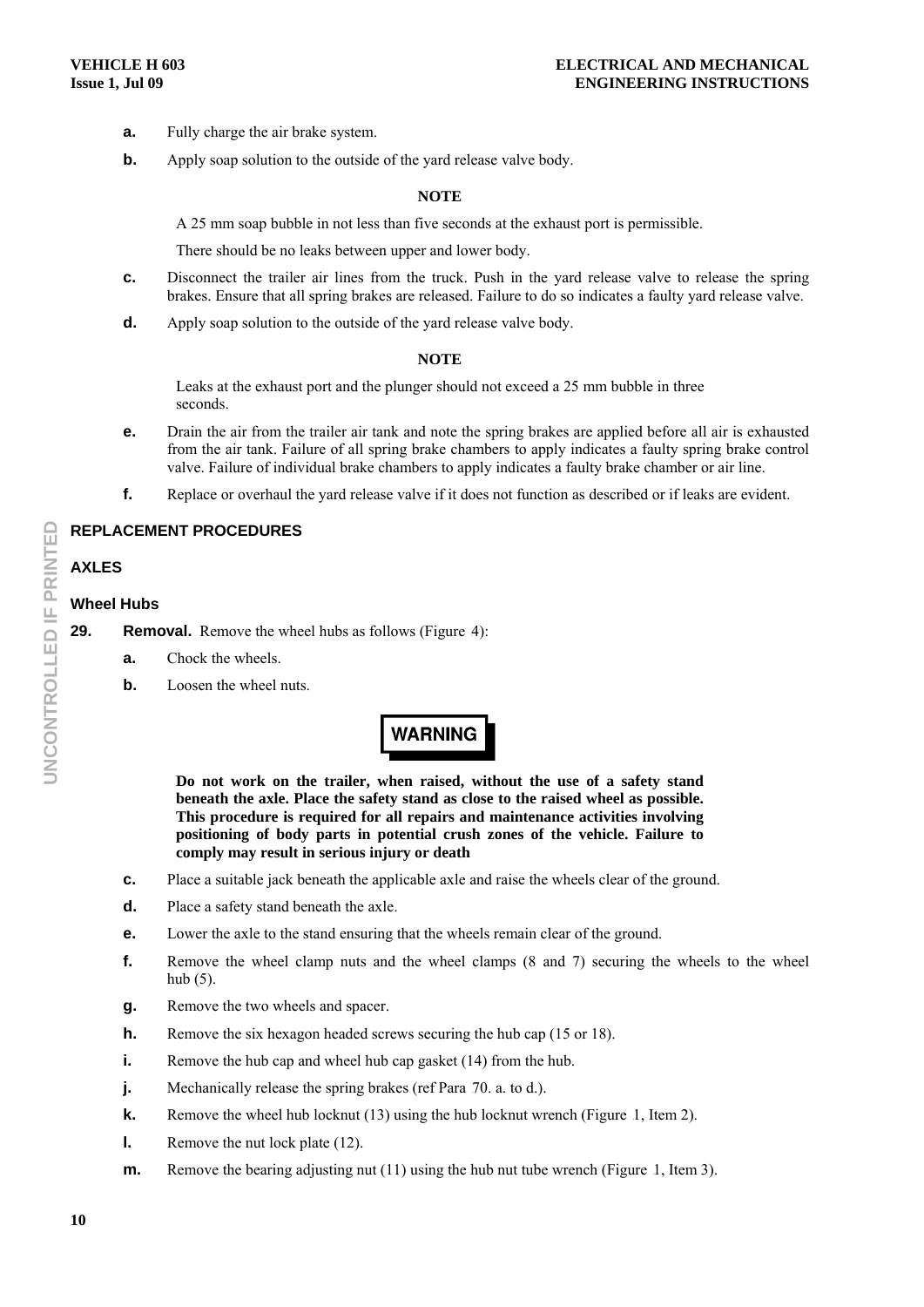**a.** Fully charge the air brake system.

**b.** Apply soap solution to the outside of the yard release valve body.

**NOTE**

A 25 mm soap bubble in not less than five seconds at the exhaust port is permissible.

There should be no leaks between upper and lower body.

**c.** Disconnect the trailer air lines from the truck. Push in the yard release valve to release the spring brakes. Ensure that all spring brakes are released. Failure to do so indicates a faulty yard release valve.

**d.** Apply soap solution to the outside of the yard release valve body.

**NOTE**

Leaks at the exhaust port and the plunger should not exceed a 25 mm bubble in three seconds.

**e.** Drain the air from the trailer air tank and note the spring brakes are applied before all air is exhausted from the air tank. Failure of all spring brake chambers to apply indicates a faulty spring brake control valve. Failure of individual brake chambers to apply indicates a faulty brake chamber or air line.

**f.** Replace or overhaul the yard release valve if it does not function as described or if leaks are evident.

## REPLACEMENT PROCEDURES

## AXLES

### Wheel Hubs

**29. Removal.** Remove the wheel hubs as follows (Figure 4):

**a.** Chock the wheels.

**b.** Loosen the wheel nuts.

**WARNING**

**Do not work on the trailer, when raised, without the use of a safety stand beneath the axle. Place the safety stand as close to the raised wheel as possible. This procedure is required for all repairs and maintenance activities involving positioning of body parts in potential crush zones of the vehicle. Failure to comply may result in serious injury or death**

**c.** Place a suitable jack beneath the applicable axle and raise the wheels clear of the ground.

**d.** Place a safety stand beneath the axle.

**e.** Lower the axle to the stand ensuring that the wheels remain clear of the ground.

**f.** Remove the wheel clamp nuts and the wheel clamps (8 and 7) securing the wheels to the wheel hub (5).

**g.** Remove the two wheels and spacer.

**h.** Remove the six hexagon headed screws securing the hub cap (15 or 18).

**i.** Remove the hub cap and wheel hub cap gasket (14) from the hub.

**j.** Mechanically release the spring brakes (ref Para 70. a. to d.).

**k.** Remove the wheel hub locknut (13) using the hub locknut wrench (Figure 1, Item 2).

**l.** Remove the nut lock plate (12).

**m.** Remove the bearing adjusting nut (11) using the hub nut tube wrench (Figure 1, Item 3).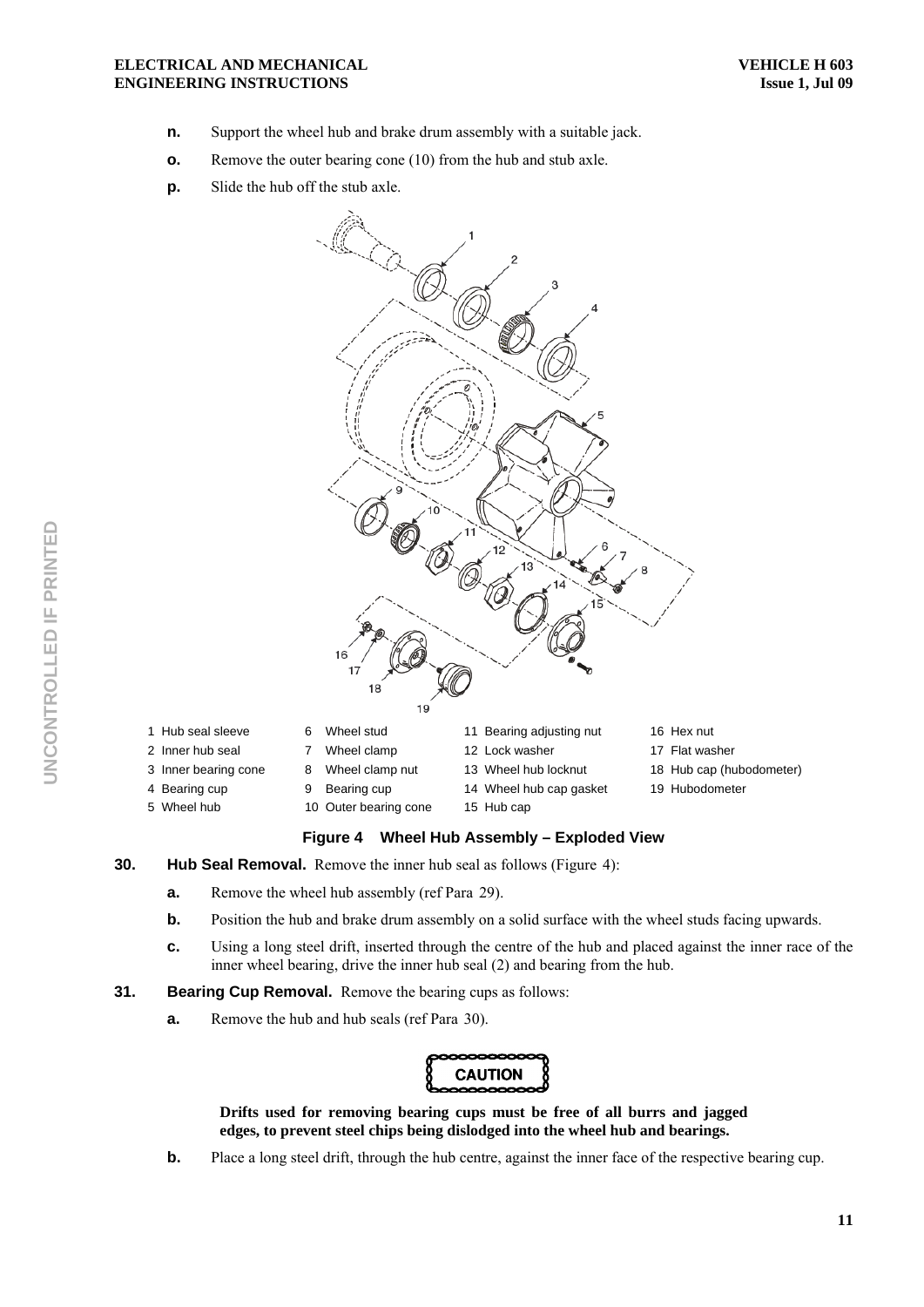**n.** Support the wheel hub and brake drum assembly with a suitable jack.

**o.** Remove the outer bearing cone (10) from the hub and stub axle.

**p.** Slide the hub off the stub axle.

| | | | |
|---|---|---|---|
| 1 Hub seal sleeve | 6 Wheel stud | 11 Bearing adjusting nut | 16 Hex nut |
| 2 Inner hub seal | 7 Wheel clamp | 12 Lock washer | 17 Flat washer |
| 3 Inner bearing cone | 8 Wheel clamp nut | 13 Wheel hub locknut | 18 Hub cap (hubodometer) |
| 4 Bearing cup | 9 Bearing cup | 14 Wheel hub cap gasket | 19 Hubodometer |
| 5 Wheel hub | 10 Outer bearing cone | 15 Hub cap | |

**Figure 4 Wheel Hub Assembly – Exploded View**

**30. Hub Seal Removal.** Remove the inner hub seal as follows (Figure 4):

**a.** Remove the wheel hub assembly (ref Para 29).

**b.** Position the hub and brake drum assembly on a solid surface with the wheel studs facing upwards.

**c.** Using a long steel drift, inserted through the centre of the hub and placed against the inner race of the inner wheel bearing, drive the inner hub seal (2) and bearing from the hub.

**31. Bearing Cup Removal.** Remove the bearing cups as follows:

**a.** Remove the hub and hub seals (ref Para 30).

**CAUTION**

**Drifts used for removing bearing cups must be free of all burrs and jagged edges, to prevent steel chips being dislodged into the wheel hub and bearings.**

**b.** Place a long steel drift, through the hub centre, against the inner face of the respective bearing cup.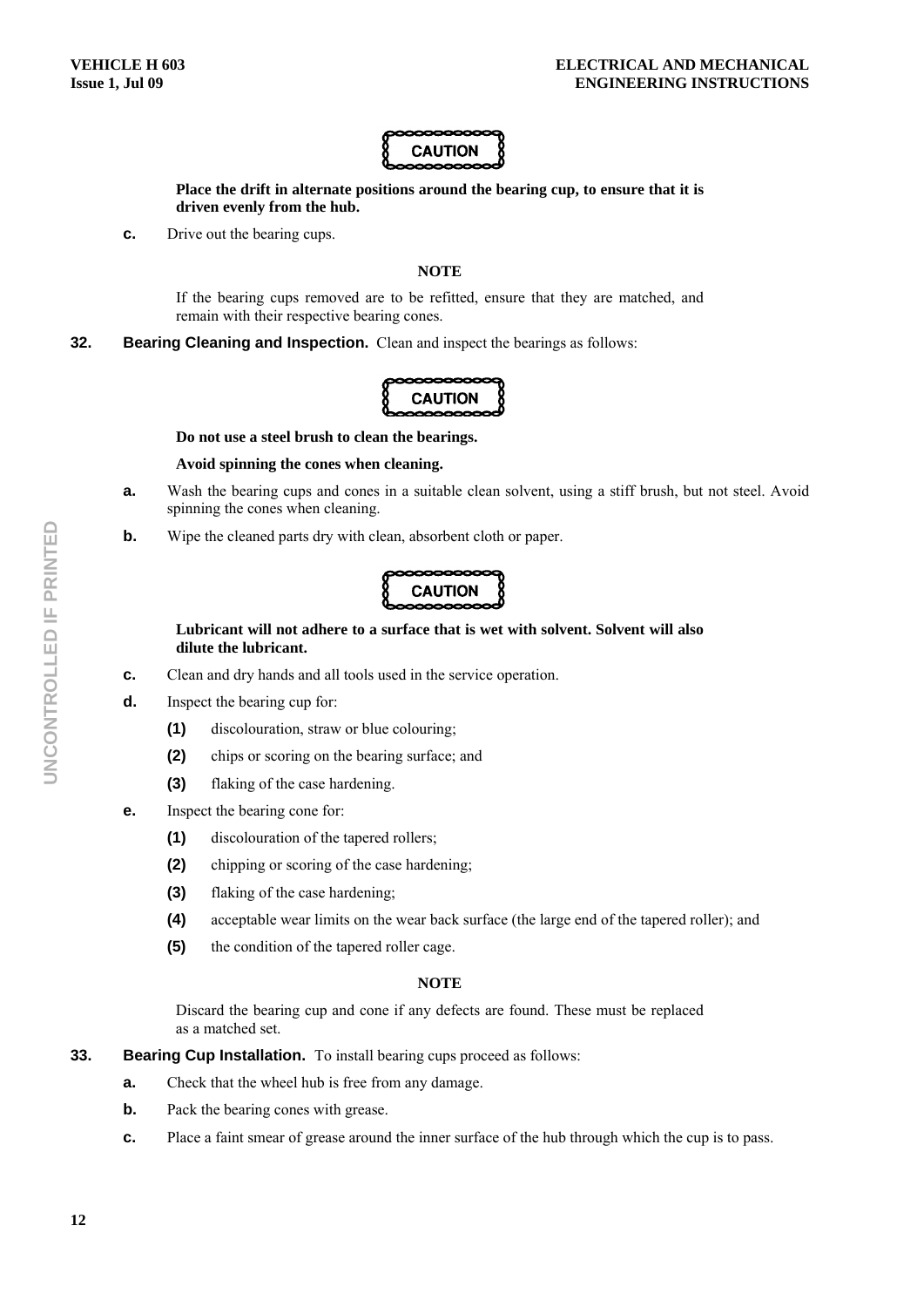**CAUTION**

**Place the drift in alternate positions around the bearing cup, to ensure that it is driven evenly from the hub.**

**c.** Drive out the bearing cups.

**NOTE**

If the bearing cups removed are to be refitted, ensure that they are matched, and remain with their respective bearing cones.

**32. Bearing Cleaning and Inspection.** Clean and inspect the bearings as follows:

**CAUTION**

**Do not use a steel brush to clean the bearings.**

**Avoid spinning the cones when cleaning.**

**a.** Wash the bearing cups and cones in a suitable clean solvent, using a stiff brush, but not steel. Avoid spinning the cones when cleaning.

**b.** Wipe the cleaned parts dry with clean, absorbent cloth or paper.

**CAUTION**

**Lubricant will not adhere to a surface that is wet with solvent. Solvent will also dilute the lubricant.**

**c.** Clean and dry hands and all tools used in the service operation.

**d.** Inspect the bearing cup for:

- **(1)** discolouration, straw or blue colouring;
- **(2)** chips or scoring on the bearing surface; and
- **(3)** flaking of the case hardening.

**e.** Inspect the bearing cone for:

- **(1)** discolouration of the tapered rollers;
- **(2)** chipping or scoring of the case hardening;
- **(3)** flaking of the case hardening;
- **(4)** acceptable wear limits on the wear back surface (the large end of the tapered roller); and
- **(5)** the condition of the tapered roller cage.

**NOTE**

Discard the bearing cup and cone if any defects are found. These must be replaced as a matched set.

**33. Bearing Cup Installation.** To install bearing cups proceed as follows:

**a.** Check that the wheel hub is free from any damage.

**b.** Pack the bearing cones with grease.

**c.** Place a faint smear of grease around the inner surface of the hub through which the cup is to pass.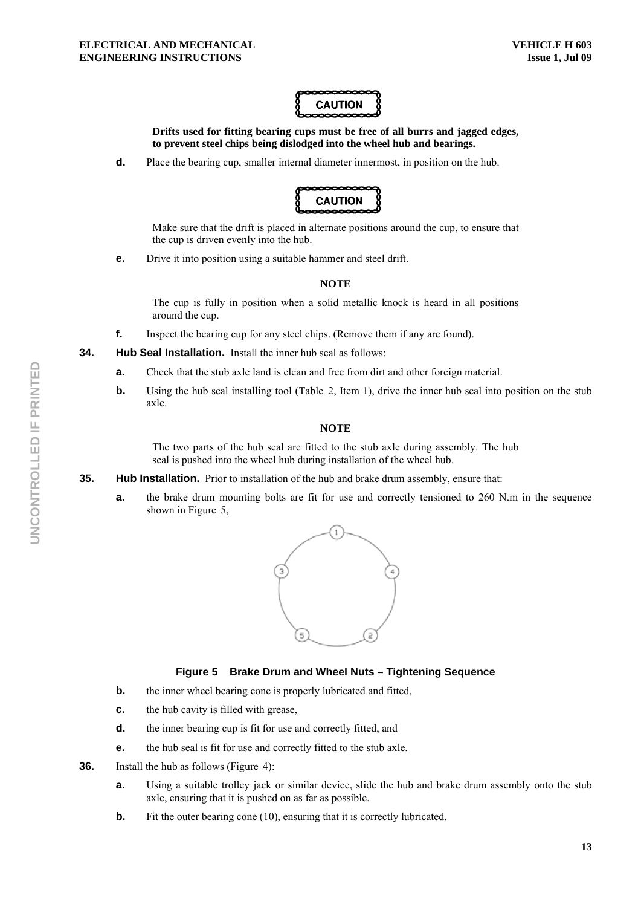**CAUTION**

**Drifts used for fitting bearing cups must be free of all burrs and jagged edges, to prevent steel chips being dislodged into the wheel hub and bearings.**

**d.** Place the bearing cup, smaller internal diameter innermost, in position on the hub.

**CAUTION**

Make sure that the drift is placed in alternate positions around the cup, to ensure that the cup is driven evenly into the hub.

**e.** Drive it into position using a suitable hammer and steel drift.

**NOTE**

The cup is fully in position when a solid metallic knock is heard in all positions around the cup.

**f.** Inspect the bearing cup for any steel chips. (Remove them if any are found).

**34. Hub Seal Installation.** Install the inner hub seal as follows:

**a.** Check that the stub axle land is clean and free from dirt and other foreign material.

**b.** Using the hub seal installing tool (Table 2, Item 1), drive the inner hub seal into position on the stub axle.

**NOTE**

The two parts of the hub seal are fitted to the stub axle during assembly. The hub seal is pushed into the wheel hub during installation of the wheel hub.

**35. Hub Installation.** Prior to installation of the hub and brake drum assembly, ensure that:

**a.** the brake drum mounting bolts are fit for use and correctly tensioned to 260 N.m in the sequence shown in Figure 5,

**Figure 5 Brake Drum and Wheel Nuts – Tightening Sequence**

**b.** the inner wheel bearing cone is properly lubricated and fitted,

**c.** the hub cavity is filled with grease,

**d.** the inner bearing cup is fit for use and correctly fitted, and

**e.** the hub seal is fit for use and correctly fitted to the stub axle.

**36.** Install the hub as follows (Figure 4):

**a.** Using a suitable trolley jack or similar device, slide the hub and brake drum assembly onto the stub axle, ensuring that it is pushed on as far as possible.

**b.** Fit the outer bearing cone (10), ensuring that it is correctly lubricated.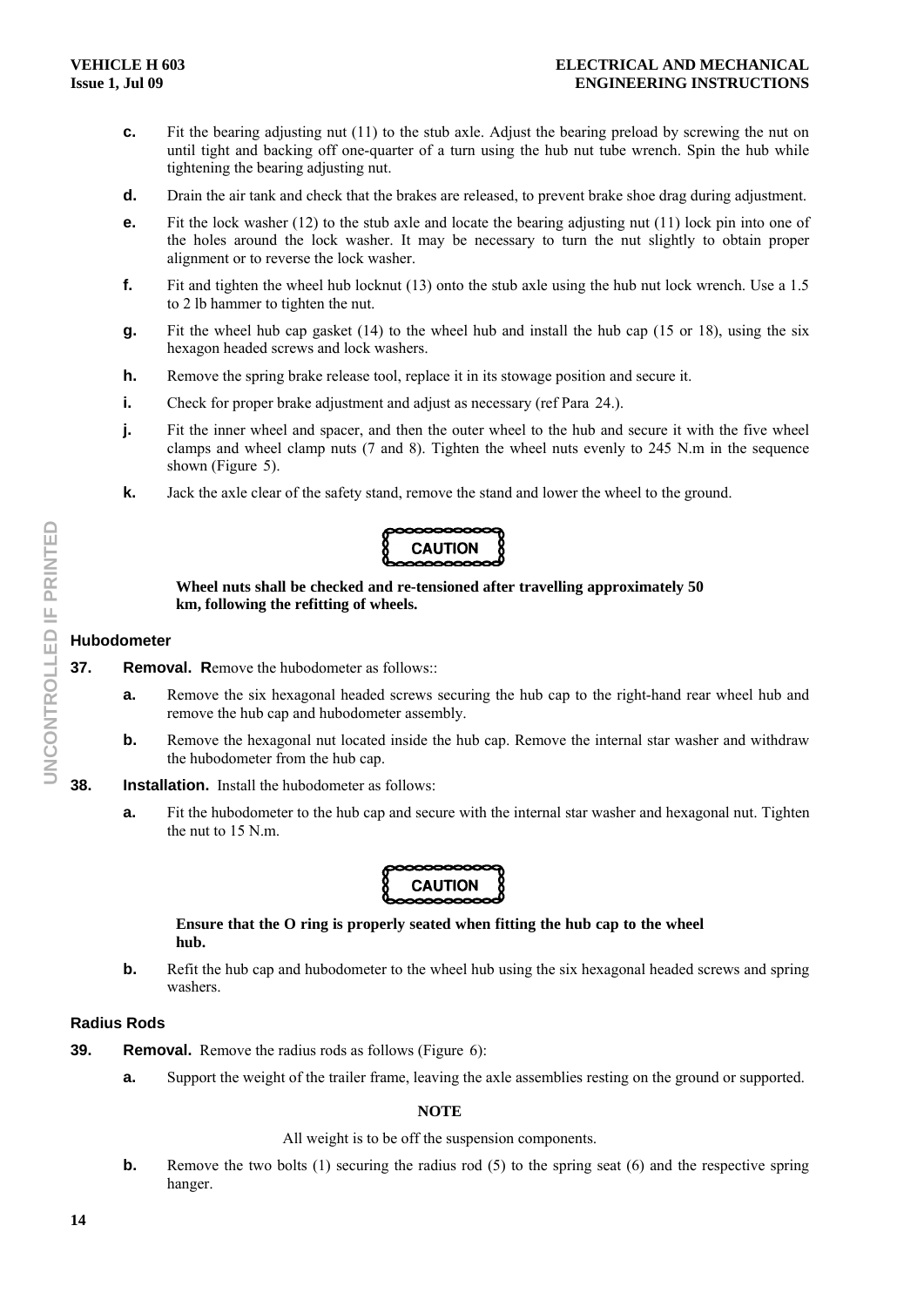**c.** Fit the bearing adjusting nut (11) to the stub axle. Adjust the bearing preload by screwing the nut on until tight and backing off one-quarter of a turn using the hub nut tube wrench. Spin the hub while tightening the bearing adjusting nut.

**d.** Drain the air tank and check that the brakes are released, to prevent brake shoe drag during adjustment.

**e.** Fit the lock washer (12) to the stub axle and locate the bearing adjusting nut (11) lock pin into one of the holes around the lock washer. It may be necessary to turn the nut slightly to obtain proper alignment or to reverse the lock washer.

**f.** Fit and tighten the wheel hub locknut (13) onto the stub axle using the hub nut lock wrench. Use a 1.5 to 2 lb hammer to tighten the nut.

**g.** Fit the wheel hub cap gasket (14) to the wheel hub and install the hub cap (15 or 18), using the six hexagon headed screws and lock washers.

**h.** Remove the spring brake release tool, replace it in its stowage position and secure it.

**i.** Check for proper brake adjustment and adjust as necessary (ref Para 24.).

**j.** Fit the inner wheel and spacer, and then the outer wheel to the hub and secure it with the five wheel clamps and wheel clamp nuts (7 and 8). Tighten the wheel nuts evenly to 245 N.m in the sequence shown (Figure 5).

**k.** Jack the axle clear of the safety stand, remove the stand and lower the wheel to the ground.

**CAUTION**

**Wheel nuts shall be checked and re-tensioned after travelling approximately 50 km, following the refitting of wheels.**

### Hubodometer

**37. Removal.** Remove the hubodometer as follows::

**a.** Remove the six hexagonal headed screws securing the hub cap to the right-hand rear wheel hub and remove the hub cap and hubodometer assembly.

**b.** Remove the hexagonal nut located inside the hub cap. Remove the internal star washer and withdraw the hubodometer from the hub cap.

**38. Installation.** Install the hubodometer as follows:

**a.** Fit the hubodometer to the hub cap and secure with the internal star washer and hexagonal nut. Tighten the nut to 15 N.m.

**CAUTION**

**Ensure that the O ring is properly seated when fitting the hub cap to the wheel hub.**

**b.** Refit the hub cap and hubodometer to the wheel hub using the six hexagonal headed screws and spring washers.

### Radius Rods

**39. Removal.** Remove the radius rods as follows (Figure 6):

**a.** Support the weight of the trailer frame, leaving the axle assemblies resting on the ground or supported.

**NOTE**

All weight is to be off the suspension components.

**b.** Remove the two bolts (1) securing the radius rod (5) to the spring seat (6) and the respective spring hanger.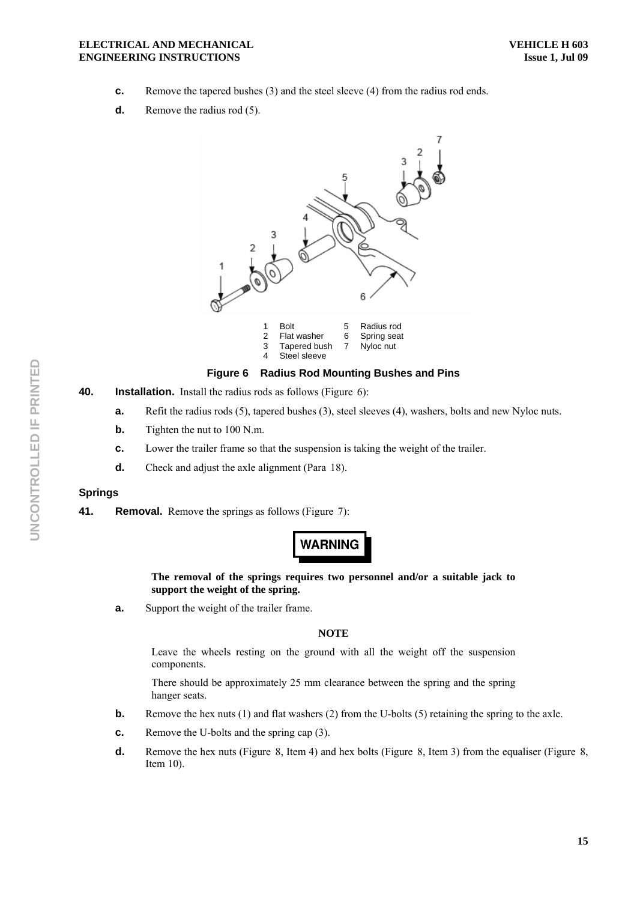**c.** Remove the tapered bushes (3) and the steel sleeve (4) from the radius rod ends.

**d.** Remove the radius rod (5).

| | | | |
|---|---|---|---|
| 1 | Bolt | 5 | Radius rod |
| 2 | Flat washer | 6 | Spring seat |
| 3 | Tapered bush | 7 | Nyloc nut |
| 4 | Steel sleeve | | |

**Figure 6 Radius Rod Mounting Bushes and Pins**

**40. Installation.** Install the radius rods as follows (Figure 6):

**a.** Refit the radius rods (5), tapered bushes (3), steel sleeves (4), washers, bolts and new Nyloc nuts.

**b.** Tighten the nut to 100 N.m.

**c.** Lower the trailer frame so that the suspension is taking the weight of the trailer.

**d.** Check and adjust the axle alignment (Para 18).

### Springs

**41. Removal.** Remove the springs as follows (Figure 7):

**WARNING**

**The removal of the springs requires two personnel and/or a suitable jack to support the weight of the spring.**

**a.** Support the weight of the trailer frame.

**NOTE**

Leave the wheels resting on the ground with all the weight off the suspension components.

There should be approximately 25 mm clearance between the spring and the spring hanger seats.

**b.** Remove the hex nuts (1) and flat washers (2) from the U-bolts (5) retaining the spring to the axle.

**c.** Remove the U-bolts and the spring cap (3).

**d.** Remove the hex nuts (Figure 8, Item 4) and hex bolts (Figure 8, Item 3) from the equaliser (Figure 8, Item 10).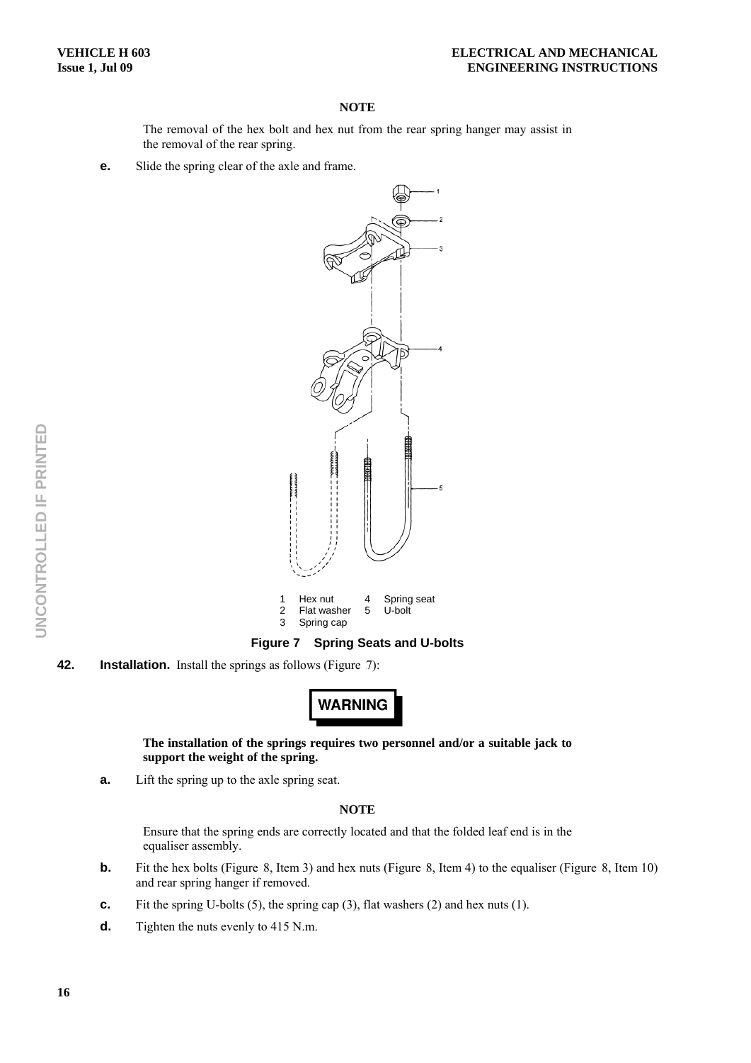**NOTE**

The removal of the hex bolt and hex nut from the rear spring hanger may assist in the removal of the rear spring.

**e.** Slide the spring clear of the axle and frame.

1 Hex nut
2 Flat washer
3 Spring cap
4 Spring seat
5 U-bolt

**Figure 7 Spring Seats and U-bolts**

**42. Installation.** Install the springs as follows (Figure 7):

**WARNING**

**The installation of the springs requires two personnel and/or a suitable jack to support the weight of the spring.**

**a.** Lift the spring up to the axle spring seat.

**NOTE**

Ensure that the spring ends are correctly located and that the folded leaf end is in the equaliser assembly.

**b.** Fit the hex bolts (Figure 8, Item 3) and hex nuts (Figure 8, Item 4) to the equaliser (Figure 8, Item 10) and rear spring hanger if removed.

**c.** Fit the spring U-bolts (5), the spring cap (3), flat washers (2) and hex nuts (1).

**d.** Tighten the nuts evenly to 415 N.m.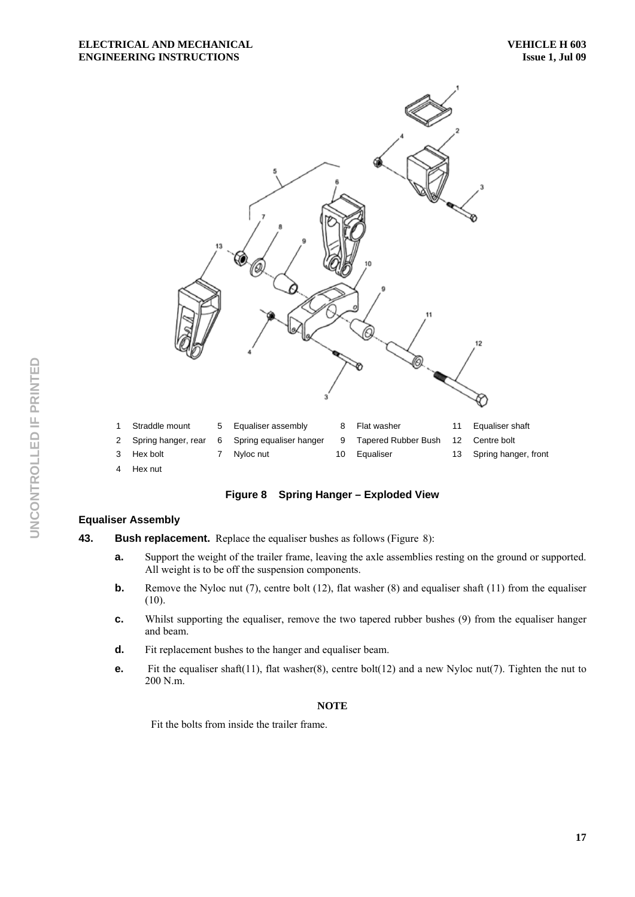| | | | | | | | |
|---|---|---|---|---|---|---|---|
| 1 | Straddle mount | 5 | Equaliser assembly | 8 | Flat washer | 11 | Equaliser shaft |
| 2 | Spring hanger, rear | 6 | Spring equaliser hanger | 9 | Tapered Rubber Bush | 12 | Centre bolt |
| 3 | Hex bolt | 7 | Nyloc nut | 10 | Equaliser | 13 | Spring hanger, front |
| 4 | Hex nut | | | | | | |

**Figure 8 Spring Hanger – Exploded View**

### Equaliser Assembly

**43. Bush replacement.** Replace the equaliser bushes as follows (Figure 8):

**a.** Support the weight of the trailer frame, leaving the axle assemblies resting on the ground or supported. All weight is to be off the suspension components.

**b.** Remove the Nyloc nut (7), centre bolt (12), flat washer (8) and equaliser shaft (11) from the equaliser (10).

**c.** Whilst supporting the equaliser, remove the two tapered rubber bushes (9) from the equaliser hanger and beam.

**d.** Fit replacement bushes to the hanger and equaliser beam.

**e.** Fit the equaliser shaft(11), flat washer(8), centre bolt(12) and a new Nyloc nut(7). Tighten the nut to 200 N.m.

**NOTE**

Fit the bolts from inside the trailer frame.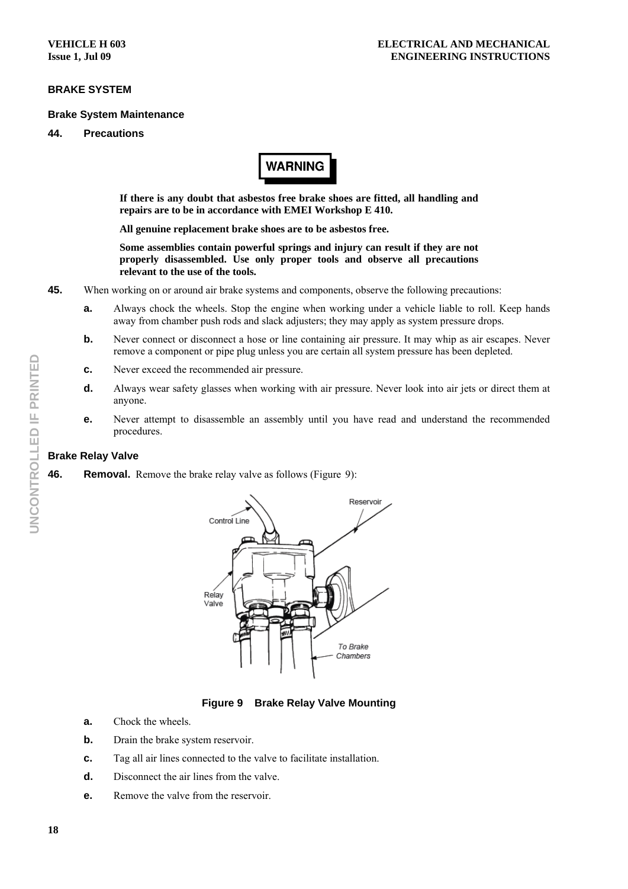## BRAKE SYSTEM

### Brake System Maintenance

**44. Precautions**

**WARNING**

**If there is any doubt that asbestos free brake shoes are fitted, all handling and repairs are to be in accordance with EMEI Workshop E 410.**

**All genuine replacement brake shoes are to be asbestos free.**

**Some assemblies contain powerful springs and injury can result if they are not properly disassembled. Use only proper tools and observe all precautions relevant to the use of the tools.**

**45.** When working on or around air brake systems and components, observe the following precautions:

- **a.** Always chock the wheels. Stop the engine when working under a vehicle liable to roll. Keep hands away from chamber push rods and slack adjusters; they may apply as system pressure drops.
- **b.** Never connect or disconnect a hose or line containing air pressure. It may whip as air escapes. Never remove a component or pipe plug unless you are certain all system pressure has been depleted.
- **c.** Never exceed the recommended air pressure.
- **d.** Always wear safety glasses when working with air pressure. Never look into air jets or direct them at anyone.
- **e.** Never attempt to disassemble an assembly until you have read and understand the recommended procedures.

### Brake Relay Valve

**46. Removal.** Remove the brake relay valve as follows (Figure 9):

**Figure 9 Brake Relay Valve Mounting**

- **a.** Chock the wheels.
- **b.** Drain the brake system reservoir.
- **c.** Tag all air lines connected to the valve to facilitate installation.
- **d.** Disconnect the air lines from the valve.
- **e.** Remove the valve from the reservoir.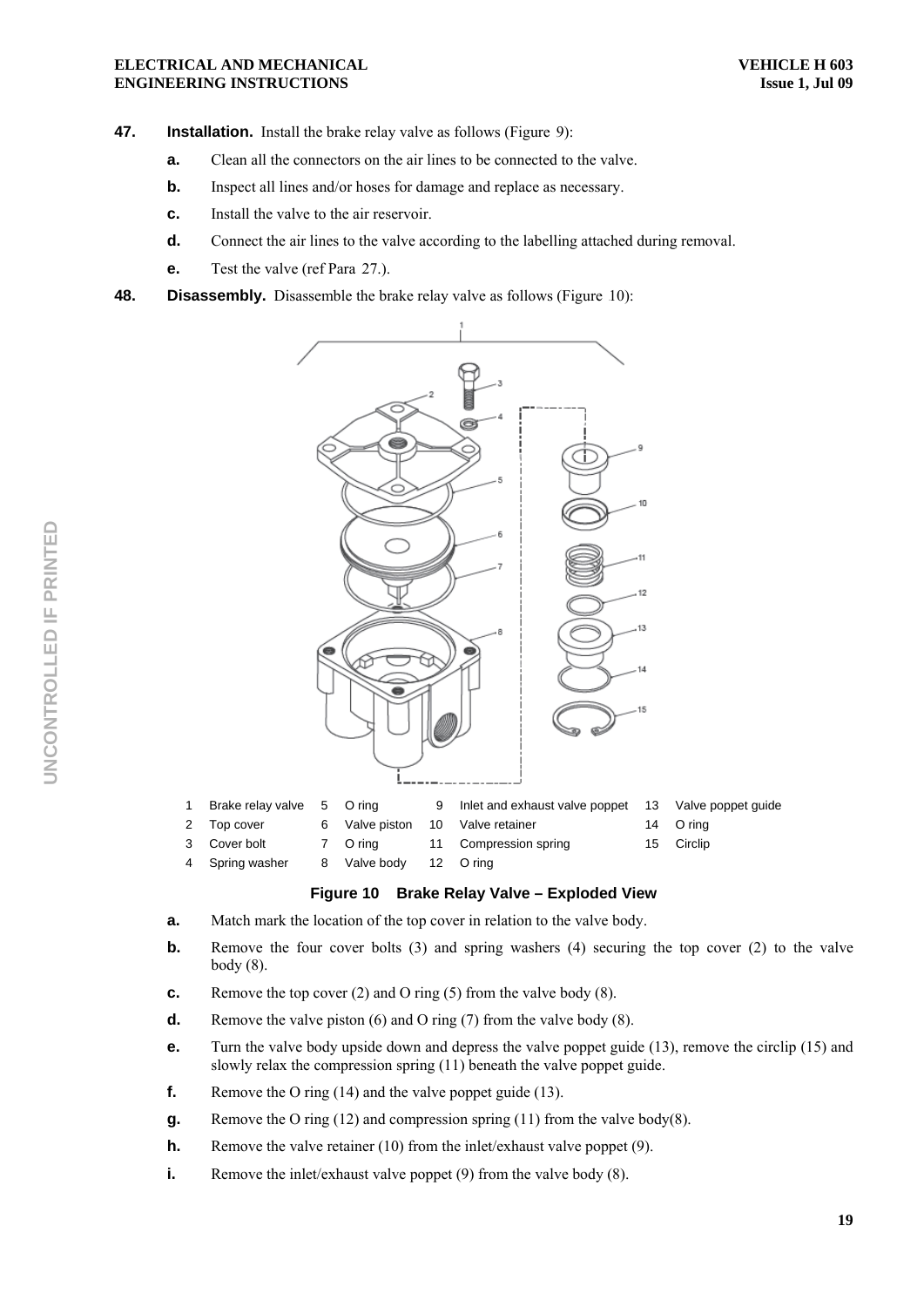**47. Installation.** Install the brake relay valve as follows (Figure 9):

**a.** Clean all the connectors on the air lines to be connected to the valve.

**b.** Inspect all lines and/or hoses for damage and replace as necessary.

**c.** Install the valve to the air reservoir.

**d.** Connect the air lines to the valve according to the labelling attached during removal.

**e.** Test the valve (ref Para 27.).

**48. Disassembly.** Disassemble the brake relay valve as follows (Figure 10):

| | | | | | | | |
|---|---|---|---|---|---|---|---|
| 1 | Brake relay valve | 5 | O ring | 9 | Inlet and exhaust valve poppet | 13 | Valve poppet guide |
| 2 | Top cover | 6 | Valve piston | 10 | Valve retainer | 14 | O ring |
| 3 | Cover bolt | 7 | O ring | 11 | Compression spring | 15 | Circlip |
| 4 | Spring washer | 8 | Valve body | 12 | O ring | | |

**Figure 10 Brake Relay Valve – Exploded View**

**a.** Match mark the location of the top cover in relation to the valve body.

**b.** Remove the four cover bolts (3) and spring washers (4) securing the top cover (2) to the valve body (8).

**c.** Remove the top cover (2) and O ring (5) from the valve body (8).

**d.** Remove the valve piston (6) and O ring (7) from the valve body (8).

**e.** Turn the valve body upside down and depress the valve poppet guide (13), remove the circlip (15) and slowly relax the compression spring (11) beneath the valve poppet guide.

**f.** Remove the O ring (14) and the valve poppet guide (13).

**g.** Remove the O ring (12) and compression spring (11) from the valve body(8).

**h.** Remove the valve retainer (10) from the inlet/exhaust valve poppet (9).

**i.** Remove the inlet/exhaust valve poppet (9) from the valve body (8).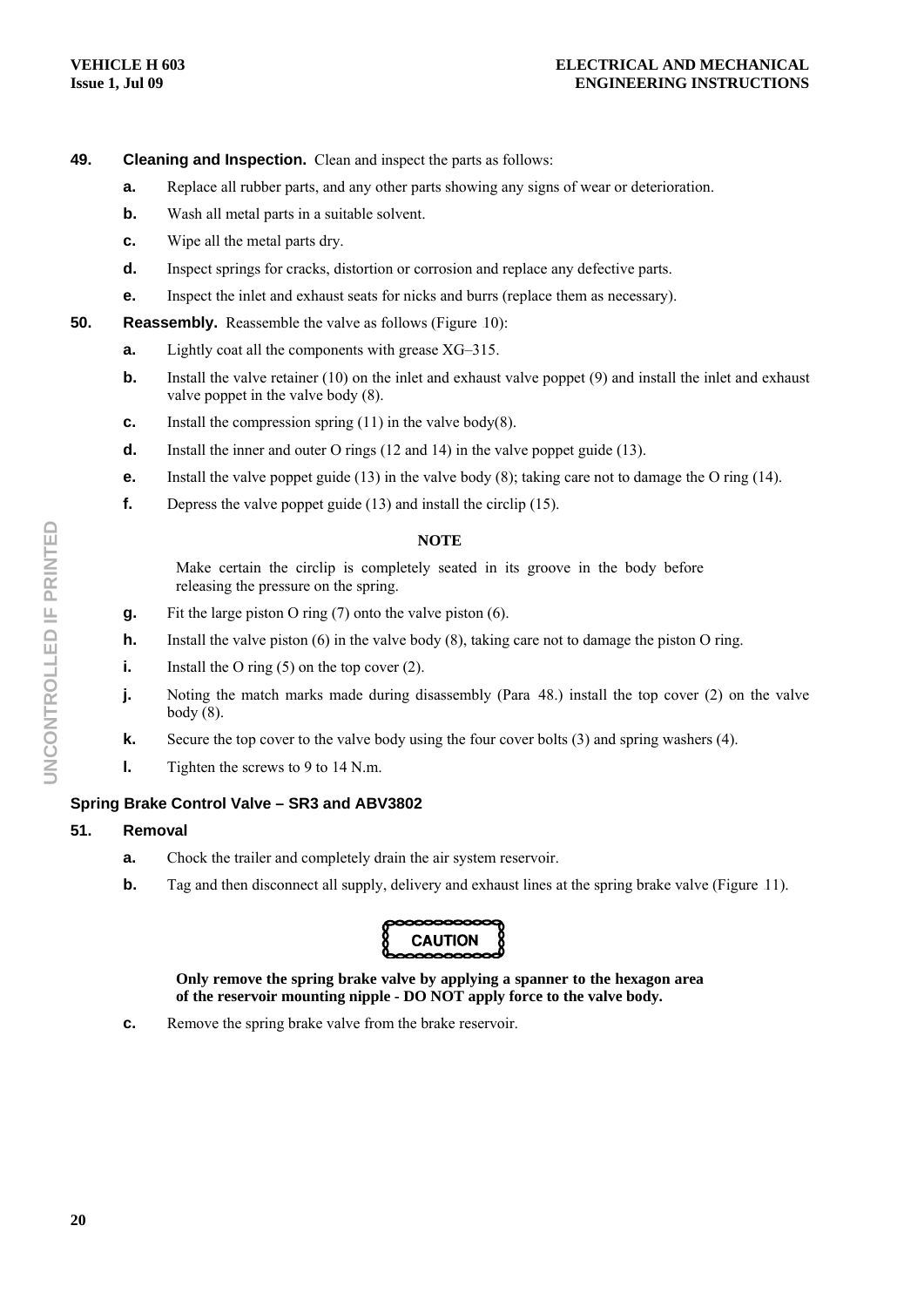**49. Cleaning and Inspection.** Clean and inspect the parts as follows:

- **a.** Replace all rubber parts, and any other parts showing any signs of wear or deterioration.
- **b.** Wash all metal parts in a suitable solvent.
- **c.** Wipe all the metal parts dry.
- **d.** Inspect springs for cracks, distortion or corrosion and replace any defective parts.
- **e.** Inspect the inlet and exhaust seats for nicks and burrs (replace them as necessary).

**50. Reassembly.** Reassemble the valve as follows (Figure 10):

- **a.** Lightly coat all the components with grease XG–315.
- **b.** Install the valve retainer (10) on the inlet and exhaust valve poppet (9) and install the inlet and exhaust valve poppet in the valve body (8).
- **c.** Install the compression spring (11) in the valve body(8).
- **d.** Install the inner and outer O rings (12 and 14) in the valve poppet guide (13).
- **e.** Install the valve poppet guide (13) in the valve body (8); taking care not to damage the O ring (14).
- **f.** Depress the valve poppet guide (13) and install the circlip (15).

**NOTE**

Make certain the circlip is completely seated in its groove in the body before releasing the pressure on the spring.

- **g.** Fit the large piston O ring (7) onto the valve piston (6).
- **h.** Install the valve piston (6) in the valve body (8), taking care not to damage the piston O ring.
- **i.** Install the O ring (5) on the top cover (2).
- **j.** Noting the match marks made during disassembly (Para 48.) install the top cover (2) on the valve body (8).
- **k.** Secure the top cover to the valve body using the four cover bolts (3) and spring washers (4).
- **l.** Tighten the screws to 9 to 14 N.m.

## Spring Brake Control Valve – SR3 and ABV3802

**51. Removal**

- **a.** Chock the trailer and completely drain the air system reservoir.
- **b.** Tag and then disconnect all supply, delivery and exhaust lines at the spring brake valve (Figure 11).

**CAUTION**

**Only remove the spring brake valve by applying a spanner to the hexagon area of the reservoir mounting nipple - DO NOT apply force to the valve body.**

- **c.** Remove the spring brake valve from the brake reservoir.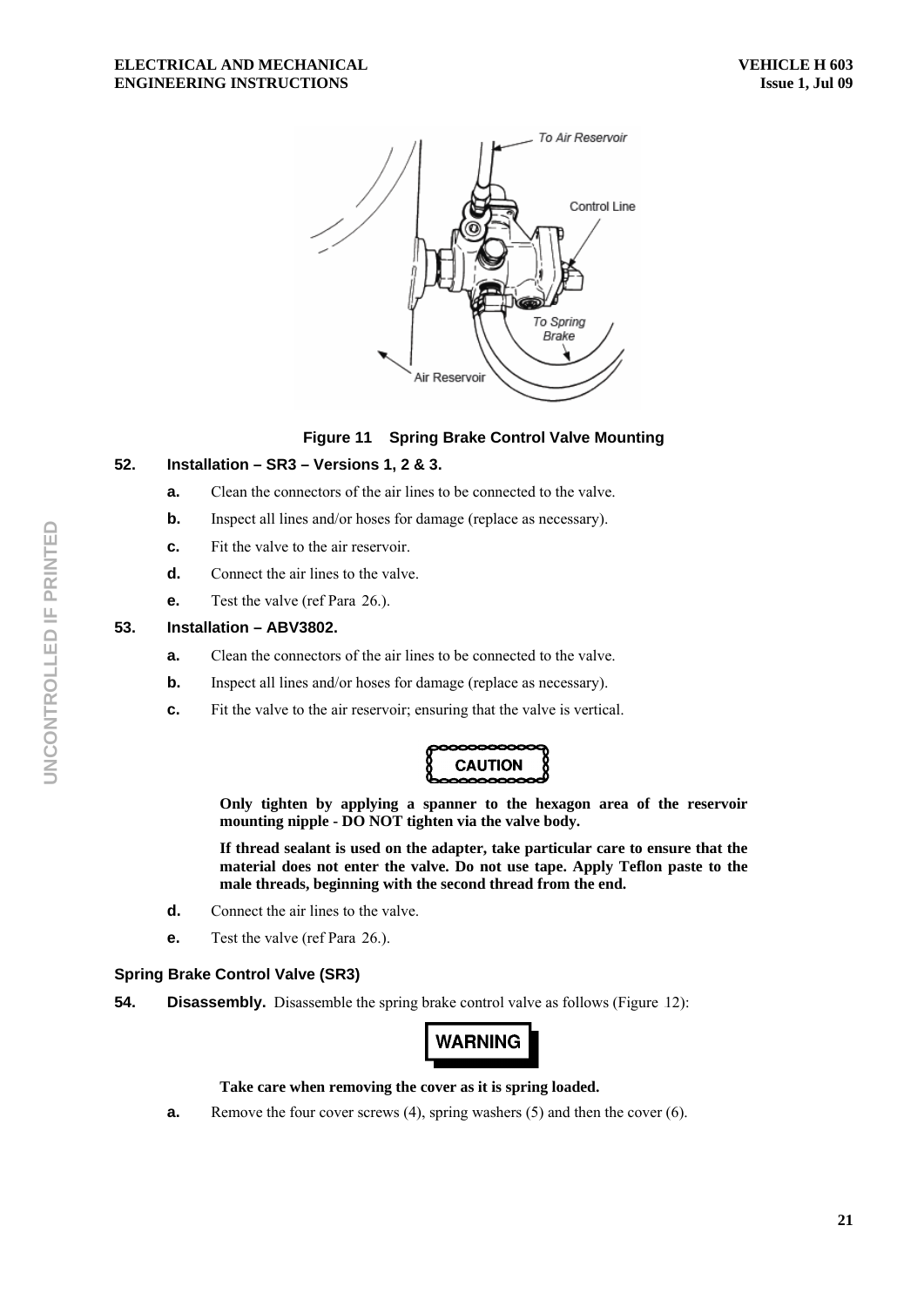**Figure 11 Spring Brake Control Valve Mounting**

**52. Installation – SR3 – Versions 1, 2 & 3.**

**a.** Clean the connectors of the air lines to be connected to the valve.

**b.** Inspect all lines and/or hoses for damage (replace as necessary).

**c.** Fit the valve to the air reservoir.

**d.** Connect the air lines to the valve.

**e.** Test the valve (ref Para 26.).

**53. Installation – ABV3802.**

**a.** Clean the connectors of the air lines to be connected to the valve.

**b.** Inspect all lines and/or hoses for damage (replace as necessary).

**c.** Fit the valve to the air reservoir; ensuring that the valve is vertical.

**CAUTION**

**Only tighten by applying a spanner to the hexagon area of the reservoir mounting nipple - DO NOT tighten via the valve body.**

**If thread sealant is used on the adapter, take particular care to ensure that the material does not enter the valve. Do not use tape. Apply Teflon paste to the male threads, beginning with the second thread from the end.**

**d.** Connect the air lines to the valve.

**e.** Test the valve (ref Para 26.).

### Spring Brake Control Valve (SR3)

**54. Disassembly.** Disassemble the spring brake control valve as follows (Figure 12):

**WARNING**

**Take care when removing the cover as it is spring loaded.**

**a.** Remove the four cover screws (4), spring washers (5) and then the cover (6).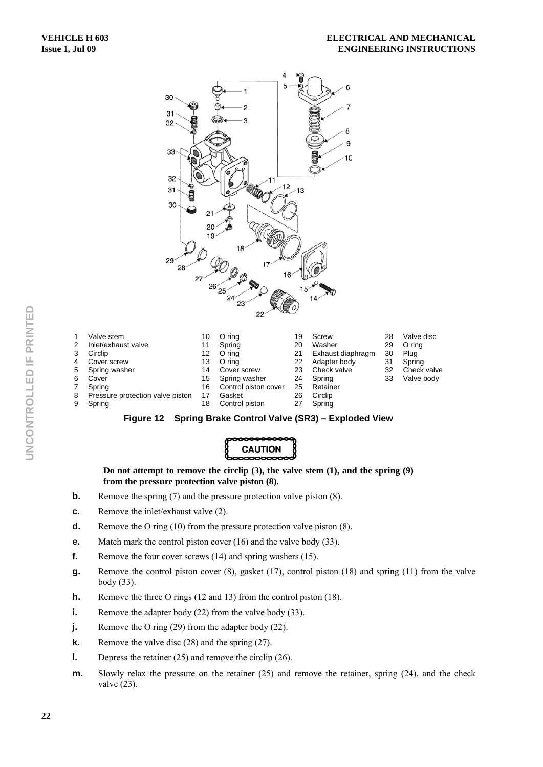| | | | | | | | |
|---|---|---|---|---|---|---|---|
| 1 | Valve stem | 10 | O ring | 19 | Screw | 28 | Valve disc |
| 2 | Inlet/exhaust valve | 11 | Spring | 20 | Washer | 29 | O ring |
| 3 | Circlip | 12 | O ring | 21 | Exhaust diaphragm | 30 | Plug |
| 4 | Cover screw | 13 | O ring | 22 | Adapter body | 31 | Spring |
| 5 | Spring washer | 14 | Cover screw | 23 | Check valve | 32 | Check valve |
| 6 | Cover | 15 | Spring washer | 24 | Spring | 33 | Valve body |
| 7 | Spring | 16 | Control piston cover | 25 | Retainer | | |
| 8 | Pressure protection valve piston | 17 | Gasket | 26 | Circlip | | |
| 9 | Spring | 18 | Control piston | 27 | Spring | | |

**Figure 12 Spring Brake Control Valve (SR3) – Exploded View**

**CAUTION**

**Do not attempt to remove the circlip (3), the valve stem (1), and the spring (9) from the pressure protection valve piston (8).**

**b.** Remove the spring (7) and the pressure protection valve piston (8).

**c.** Remove the inlet/exhaust valve (2).

**d.** Remove the O ring (10) from the pressure protection valve piston (8).

**e.** Match mark the control piston cover (16) and the valve body (33).

**f.** Remove the four cover screws (14) and spring washers (15).

**g.** Remove the control piston cover (8), gasket (17), control piston (18) and spring (11) from the valve body (33).

**h.** Remove the three O rings (12 and 13) from the control piston (18).

**i.** Remove the adapter body (22) from the valve body (33).

**j.** Remove the O ring (29) from the adapter body (22).

**k.** Remove the valve disc (28) and the spring (27).

**l.** Depress the retainer (25) and remove the circlip (26).

**m.** Slowly relax the pressure on the retainer (25) and remove the retainer, spring (24), and the check valve (23).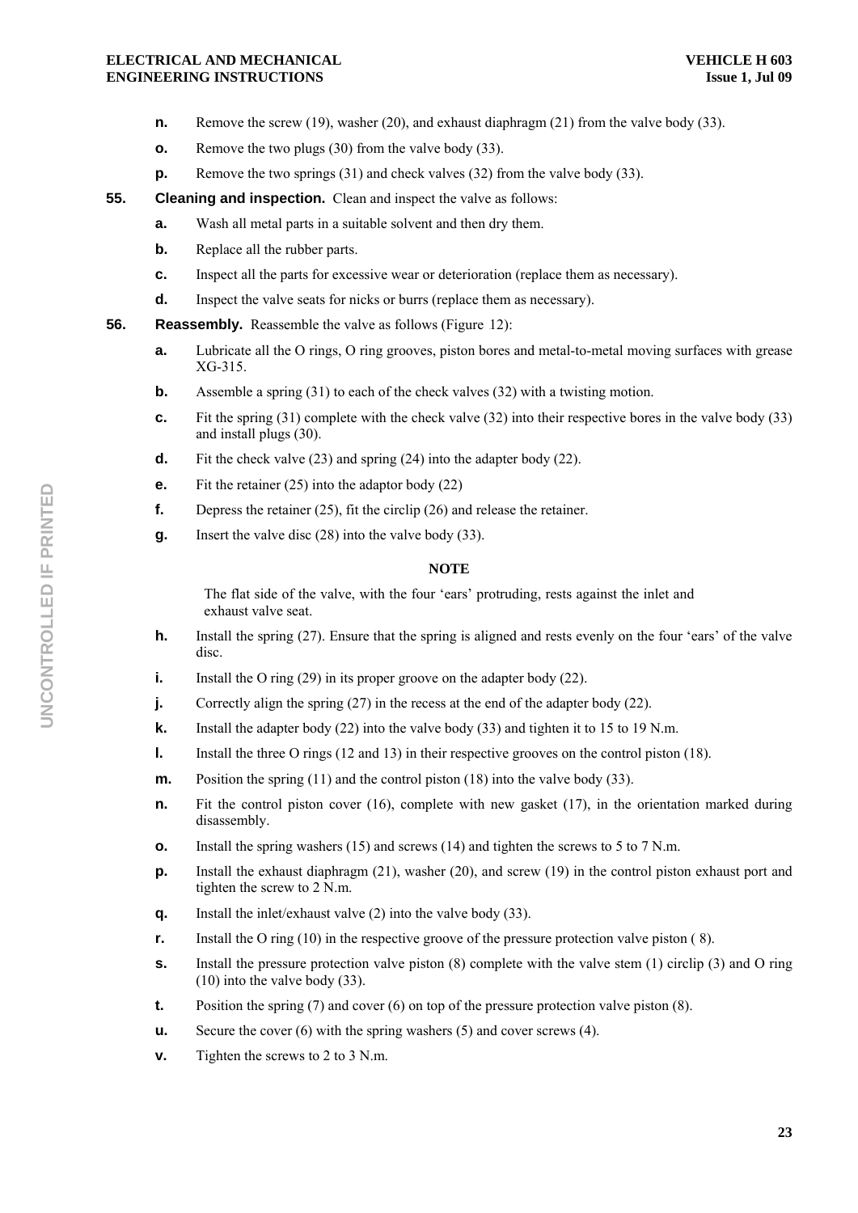n. Remove the screw (19), washer (20), and exhaust diaphragm (21) from the valve body (33).

o. Remove the two plugs (30) from the valve body (33).

p. Remove the two springs (31) and check valves (32) from the valve body (33).

**55. Cleaning and inspection.** Clean and inspect the valve as follows:

a. Wash all metal parts in a suitable solvent and then dry them.

b. Replace all the rubber parts.

c. Inspect all the parts for excessive wear or deterioration (replace them as necessary).

d. Inspect the valve seats for nicks or burrs (replace them as necessary).

**56. Reassembly.** Reassemble the valve as follows (Figure 12):

a. Lubricate all the O rings, O ring grooves, piston bores and metal-to-metal moving surfaces with grease XG-315.

b. Assemble a spring (31) to each of the check valves (32) with a twisting motion.

c. Fit the spring (31) complete with the check valve (32) into their respective bores in the valve body (33) and install plugs (30).

d. Fit the check valve (23) and spring (24) into the adapter body (22).

e. Fit the retainer (25) into the adaptor body (22)

f. Depress the retainer (25), fit the circlip (26) and release the retainer.

g. Insert the valve disc (28) into the valve body (33).

**NOTE**

The flat side of the valve, with the four 'ears' protruding, rests against the inlet and exhaust valve seat.

h. Install the spring (27). Ensure that the spring is aligned and rests evenly on the four 'ears' of the valve disc.

i. Install the O ring (29) in its proper groove on the adapter body (22).

j. Correctly align the spring (27) in the recess at the end of the adapter body (22).

k. Install the adapter body (22) into the valve body (33) and tighten it to 15 to 19 N.m.

l. Install the three O rings (12 and 13) in their respective grooves on the control piston (18).

m. Position the spring (11) and the control piston (18) into the valve body (33).

n. Fit the control piston cover (16), complete with new gasket (17), in the orientation marked during disassembly.

o. Install the spring washers (15) and screws (14) and tighten the screws to 5 to 7 N.m.

p. Install the exhaust diaphragm (21), washer (20), and screw (19) in the control piston exhaust port and tighten the screw to 2 N.m.

q. Install the inlet/exhaust valve (2) into the valve body (33).

r. Install the O ring (10) in the respective groove of the pressure protection valve piston ( 8).

s. Install the pressure protection valve piston (8) complete with the valve stem (1) circlip (3) and O ring (10) into the valve body (33).

t. Position the spring (7) and cover (6) on top of the pressure protection valve piston (8).

u. Secure the cover (6) with the spring washers (5) and cover screws (4).

v. Tighten the screws to 2 to 3 N.m.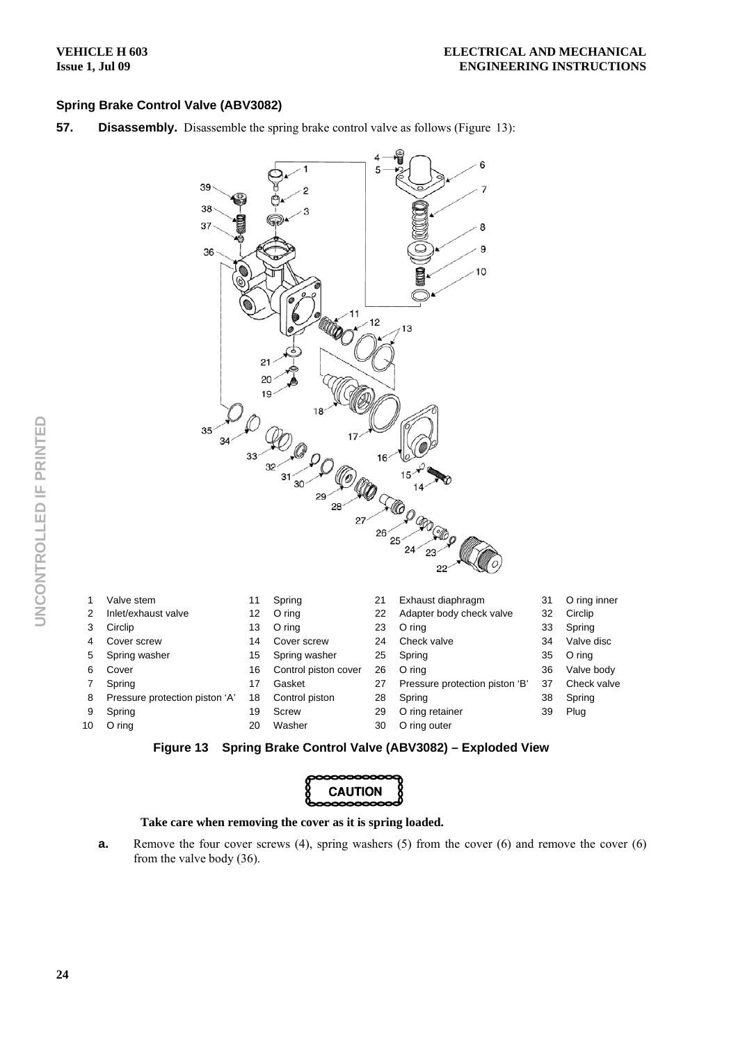### Spring Brake Control Valve (ABV3082)

**57. Disassembly.** Disassemble the spring brake control valve as follows (Figure 13):

| | | | | | | | |
|---|---|---|---|---|---|---|---|
| 1 | Valve stem | 11 | Spring | 21 | Exhaust diaphragm | 31 | O ring inner |
| 2 | Inlet/exhaust valve | 12 | O ring | 22 | Adapter body check valve | 32 | Circlip |
| 3 | Circlip | 13 | O ring | 23 | O ring | 33 | Spring |
| 4 | Cover screw | 14 | Cover screw | 24 | Check valve | 34 | Valve disc |
| 5 | Spring washer | 15 | Spring washer | 25 | Spring | 35 | O ring |
| 6 | Cover | 16 | Control piston cover | 26 | O ring | 36 | Valve body |
| 7 | Spring | 17 | Gasket | 27 | Pressure protection piston 'B' | 37 | Check valve |
| 8 | Pressure protection piston 'A' | 18 | Control piston | 28 | Spring | 38 | Spring |
| 9 | Spring | 19 | Screw | 29 | O ring retainer | 39 | Plug |
| 10 | O ring | 20 | Washer | 30 | O ring outer | | |

**Figure 13 Spring Brake Control Valve (ABV3082) – Exploded View**

**CAUTION**

**Take care when removing the cover as it is spring loaded.**

**a.** Remove the four cover screws (4), spring washers (5) from the cover (6) and remove the cover (6) from the valve body (36).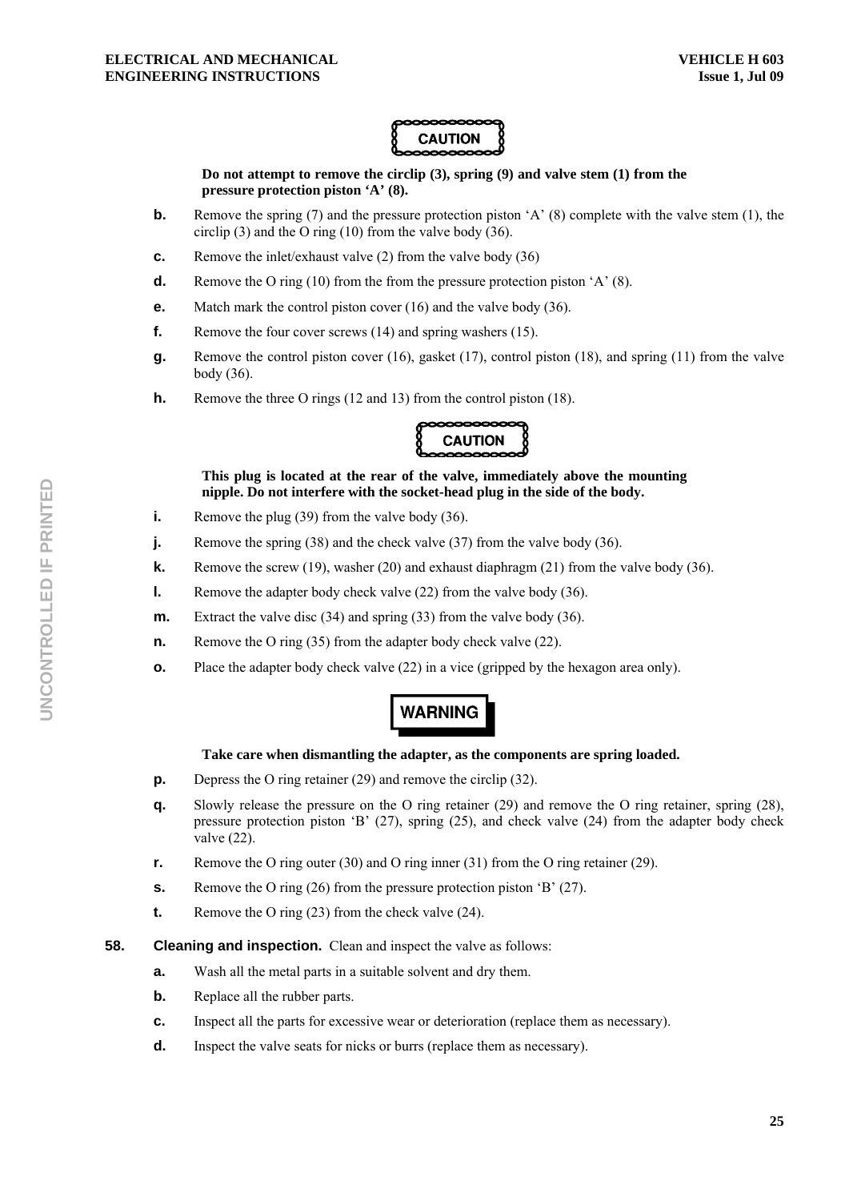**CAUTION**

**Do not attempt to remove the circlip (3), spring (9) and valve stem (1) from the pressure protection piston 'A' (8).**

**b.** Remove the spring (7) and the pressure protection piston 'A' (8) complete with the valve stem (1), the circlip (3) and the O ring (10) from the valve body (36).

**c.** Remove the inlet/exhaust valve (2) from the valve body (36)

**d.** Remove the O ring (10) from the from the pressure protection piston 'A' (8).

**e.** Match mark the control piston cover (16) and the valve body (36).

**f.** Remove the four cover screws (14) and spring washers (15).

**g.** Remove the control piston cover (16), gasket (17), control piston (18), and spring (11) from the valve body (36).

**h.** Remove the three O rings (12 and 13) from the control piston (18).

**CAUTION**

**This plug is located at the rear of the valve, immediately above the mounting nipple. Do not interfere with the socket-head plug in the side of the body.**

**i.** Remove the plug (39) from the valve body (36).

**j.** Remove the spring (38) and the check valve (37) from the valve body (36).

**k.** Remove the screw (19), washer (20) and exhaust diaphragm (21) from the valve body (36).

**l.** Remove the adapter body check valve (22) from the valve body (36).

**m.** Extract the valve disc (34) and spring (33) from the valve body (36).

**n.** Remove the O ring (35) from the adapter body check valve (22).

**o.** Place the adapter body check valve (22) in a vice (gripped by the hexagon area only).

**WARNING**

**Take care when dismantling the adapter, as the components are spring loaded.**

**p.** Depress the O ring retainer (29) and remove the circlip (32).

**q.** Slowly release the pressure on the O ring retainer (29) and remove the O ring retainer, spring (28), pressure protection piston 'B' (27), spring (25), and check valve (24) from the adapter body check valve (22).

**r.** Remove the O ring outer (30) and O ring inner (31) from the O ring retainer (29).

**s.** Remove the O ring (26) from the pressure protection piston 'B' (27).

**t.** Remove the O ring (23) from the check valve (24).

**58. Cleaning and inspection.** Clean and inspect the valve as follows:

**a.** Wash all the metal parts in a suitable solvent and dry them.

**b.** Replace all the rubber parts.

**c.** Inspect all the parts for excessive wear or deterioration (replace them as necessary).

**d.** Inspect the valve seats for nicks or burrs (replace them as necessary).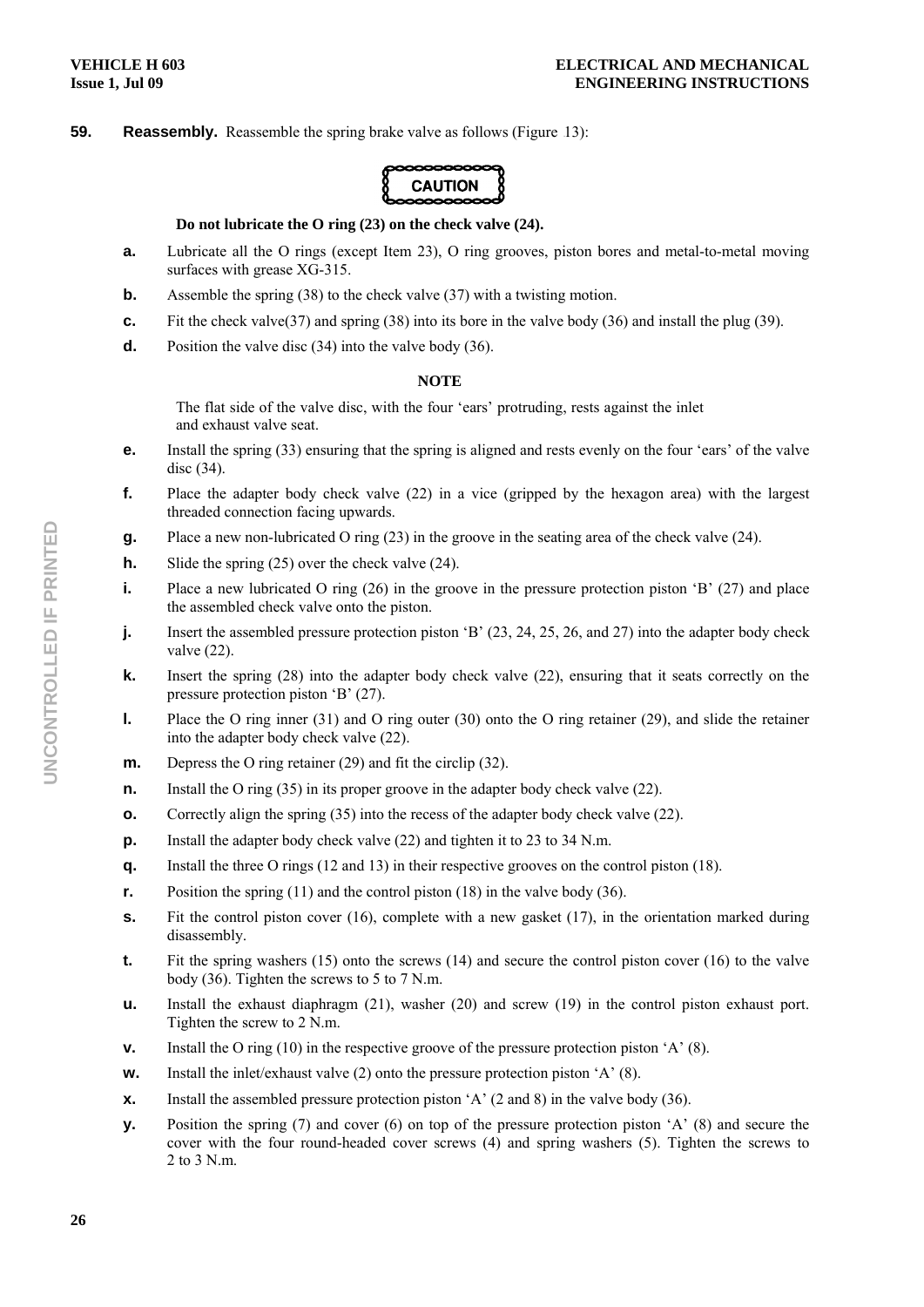**59. Reassembly.** Reassemble the spring brake valve as follows (Figure 13):

**CAUTION**

**Do not lubricate the O ring (23) on the check valve (24).**

**a.** Lubricate all the O rings (except Item 23), O ring grooves, piston bores and metal-to-metal moving surfaces with grease XG-315.

**b.** Assemble the spring (38) to the check valve (37) with a twisting motion.

**c.** Fit the check valve(37) and spring (38) into its bore in the valve body (36) and install the plug (39).

**d.** Position the valve disc (34) into the valve body (36).

**NOTE**

The flat side of the valve disc, with the four 'ears' protruding, rests against the inlet and exhaust valve seat.

**e.** Install the spring (33) ensuring that the spring is aligned and rests evenly on the four 'ears' of the valve disc (34).

**f.** Place the adapter body check valve (22) in a vice (gripped by the hexagon area) with the largest threaded connection facing upwards.

**g.** Place a new non-lubricated O ring (23) in the groove in the seating area of the check valve (24).

**h.** Slide the spring (25) over the check valve (24).

**i.** Place a new lubricated O ring (26) in the groove in the pressure protection piston 'B' (27) and place the assembled check valve onto the piston.

**j.** Insert the assembled pressure protection piston 'B' (23, 24, 25, 26, and 27) into the adapter body check valve (22).

**k.** Insert the spring (28) into the adapter body check valve (22), ensuring that it seats correctly on the pressure protection piston 'B' (27).

**l.** Place the O ring inner (31) and O ring outer (30) onto the O ring retainer (29), and slide the retainer into the adapter body check valve (22).

**m.** Depress the O ring retainer (29) and fit the circlip (32).

**n.** Install the O ring (35) in its proper groove in the adapter body check valve (22).

**o.** Correctly align the spring (35) into the recess of the adapter body check valve (22).

**p.** Install the adapter body check valve (22) and tighten it to 23 to 34 N.m.

**q.** Install the three O rings (12 and 13) in their respective grooves on the control piston (18).

**r.** Position the spring (11) and the control piston (18) in the valve body (36).

**s.** Fit the control piston cover (16), complete with a new gasket (17), in the orientation marked during disassembly.

**t.** Fit the spring washers (15) onto the screws (14) and secure the control piston cover (16) to the valve body (36). Tighten the screws to 5 to 7 N.m.

**u.** Install the exhaust diaphragm (21), washer (20) and screw (19) in the control piston exhaust port. Tighten the screw to 2 N.m.

**v.** Install the O ring (10) in the respective groove of the pressure protection piston 'A' (8).

**w.** Install the inlet/exhaust valve (2) onto the pressure protection piston 'A' (8).

**x.** Install the assembled pressure protection piston 'A' (2 and 8) in the valve body (36).

**y.** Position the spring (7) and cover (6) on top of the pressure protection piston 'A' (8) and secure the cover with the four round-headed cover screws (4) and spring washers (5). Tighten the screws to 2 to 3 N.m.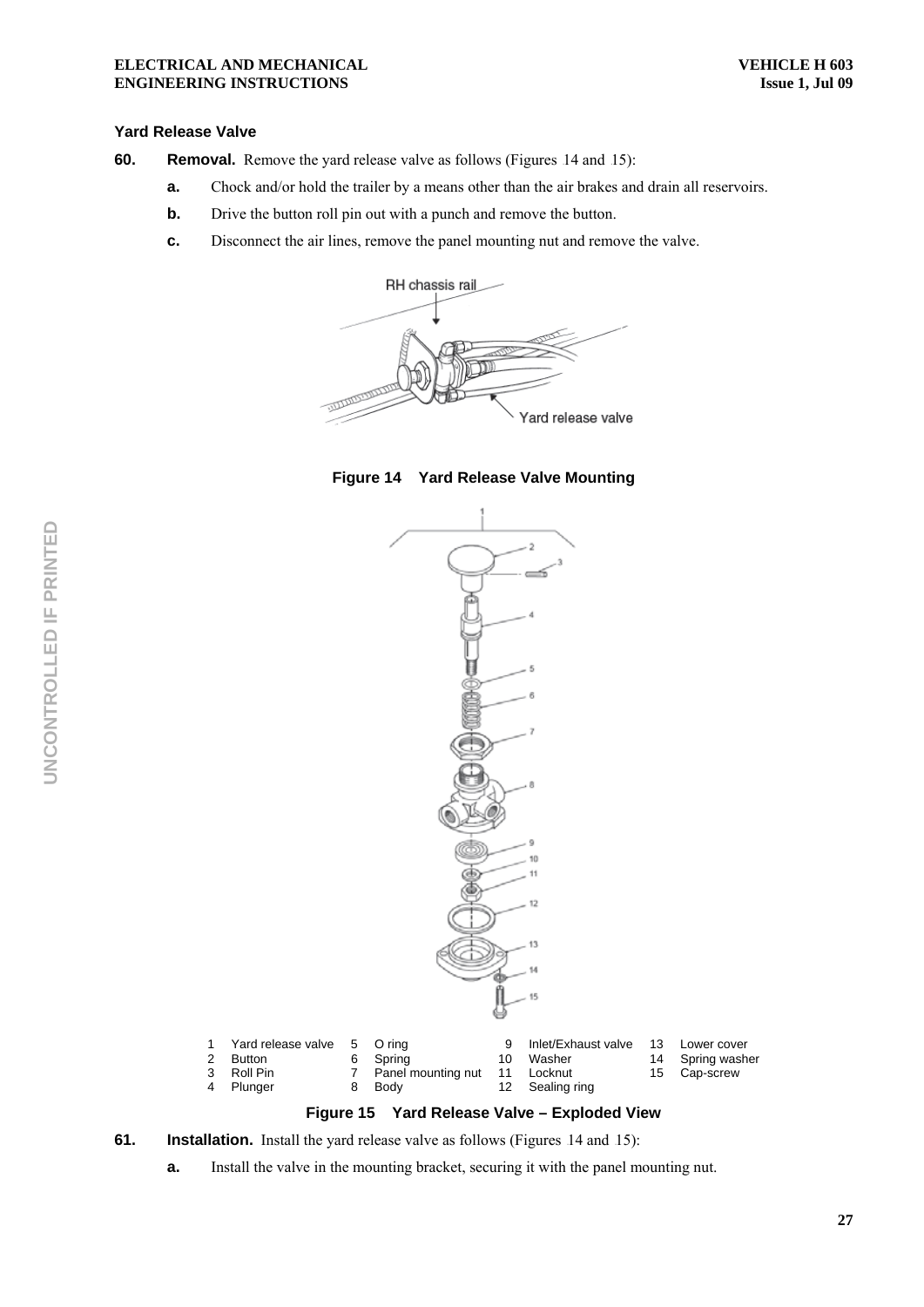### Yard Release Valve

**60.** **Removal.** Remove the yard release valve as follows (Figures 14 and 15):

**a.** Chock and/or hold the trailer by a means other than the air brakes and drain all reservoirs.

**b.** Drive the button roll pin out with a punch and remove the button.

**c.** Disconnect the air lines, remove the panel mounting nut and remove the valve.

**Figure 14 Yard Release Valve Mounting**

| | | | | | | | |
|---|---|---|---|---|---|---|---|
| 1 | Yard release valve | 5 | O ring | 9 | Inlet/Exhaust valve | 13 | Lower cover |
| 2 | Button | 6 | Spring | 10 | Washer | 14 | Spring washer |
| 3 | Roll Pin | 7 | Panel mounting nut | 11 | Locknut | 15 | Cap-screw |
| 4 | Plunger | 8 | Body | 12 | Sealing ring | | |

**Figure 15 Yard Release Valve – Exploded View**

**61.** **Installation.** Install the yard release valve as follows (Figures 14 and 15):

**a.** Install the valve in the mounting bracket, securing it with the panel mounting nut.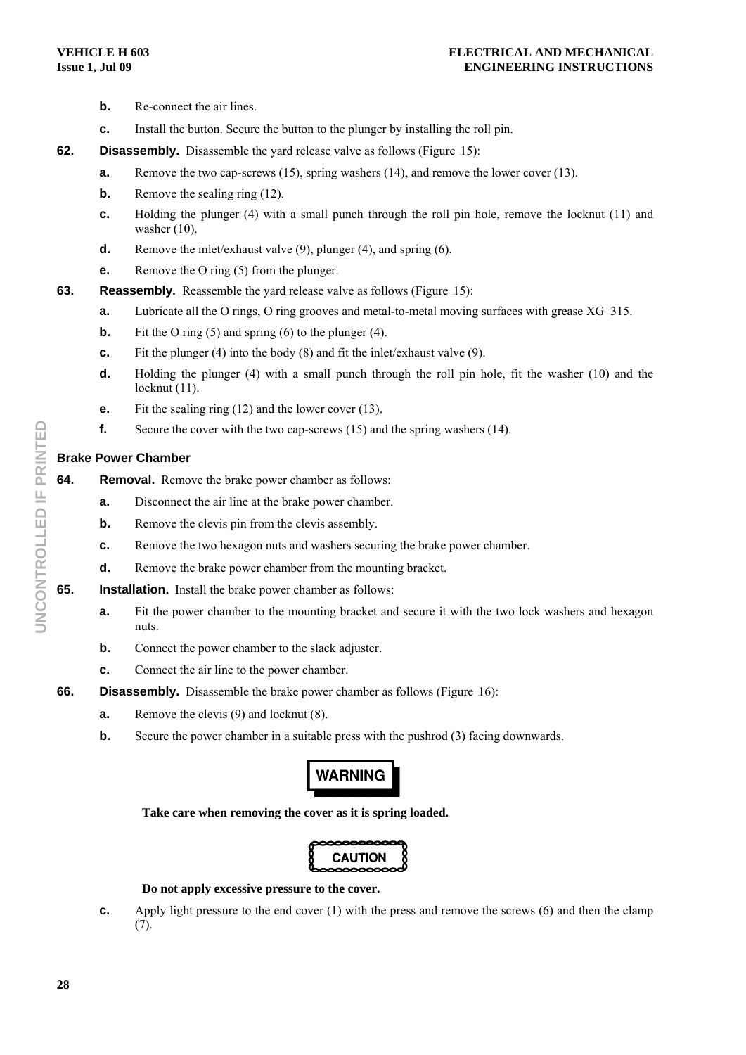- **b.** Re-connect the air lines.
- **c.** Install the button. Secure the button to the plunger by installing the roll pin.

**62.** **Disassembly.** Disassemble the yard release valve as follows (Figure 15):

- **a.** Remove the two cap-screws (15), spring washers (14), and remove the lower cover (13).
- **b.** Remove the sealing ring (12).
- **c.** Holding the plunger (4) with a small punch through the roll pin hole, remove the locknut (11) and washer (10).
- **d.** Remove the inlet/exhaust valve (9), plunger (4), and spring (6).
- **e.** Remove the O ring (5) from the plunger.

**63.** **Reassembly.** Reassemble the yard release valve as follows (Figure 15):

- **a.** Lubricate all the O rings, O ring grooves and metal-to-metal moving surfaces with grease XG–315.
- **b.** Fit the O ring (5) and spring (6) to the plunger (4).
- **c.** Fit the plunger (4) into the body (8) and fit the inlet/exhaust valve (9).
- **d.** Holding the plunger (4) with a small punch through the roll pin hole, fit the washer (10) and the locknut (11).
- **e.** Fit the sealing ring (12) and the lower cover (13).
- **f.** Secure the cover with the two cap-screws (15) and the spring washers (14).

### Brake Power Chamber

**64.** **Removal.** Remove the brake power chamber as follows:

- **a.** Disconnect the air line at the brake power chamber.
- **b.** Remove the clevis pin from the clevis assembly.
- **c.** Remove the two hexagon nuts and washers securing the brake power chamber.
- **d.** Remove the brake power chamber from the mounting bracket.

**65.** **Installation.** Install the brake power chamber as follows:

- **a.** Fit the power chamber to the mounting bracket and secure it with the two lock washers and hexagon nuts.
- **b.** Connect the power chamber to the slack adjuster.
- **c.** Connect the air line to the power chamber.

**66.** **Disassembly.** Disassemble the brake power chamber as follows (Figure 16):

- **a.** Remove the clevis (9) and locknut (8).
- **b.** Secure the power chamber in a suitable press with the pushrod (3) facing downwards.

**WARNING**

**Take care when removing the cover as it is spring loaded.**

**CAUTION**

**Do not apply excessive pressure to the cover.**

- **c.** Apply light pressure to the end cover (1) with the press and remove the screws (6) and then the clamp (7).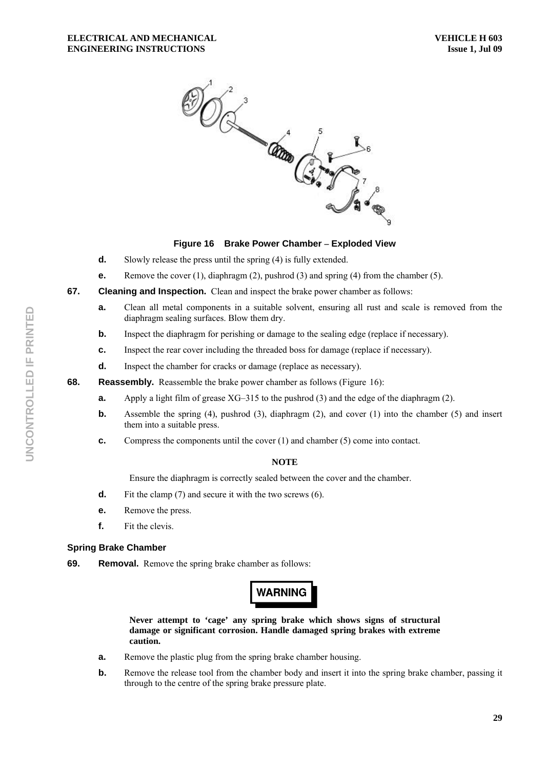**Figure 16 Brake Power Chamber – Exploded View**

- **d.** Slowly release the press until the spring (4) is fully extended.
- **e.** Remove the cover (1), diaphragm (2), pushrod (3) and spring (4) from the chamber (5).

**67. Cleaning and Inspection.** Clean and inspect the brake power chamber as follows:

- **a.** Clean all metal components in a suitable solvent, ensuring all rust and scale is removed from the diaphragm sealing surfaces. Blow them dry.
- **b.** Inspect the diaphragm for perishing or damage to the sealing edge (replace if necessary).
- **c.** Inspect the rear cover including the threaded boss for damage (replace if necessary).
- **d.** Inspect the chamber for cracks or damage (replace as necessary).

**68. Reassembly.** Reassemble the brake power chamber as follows (Figure 16):

- **a.** Apply a light film of grease XG–315 to the pushrod (3) and the edge of the diaphragm (2).
- **b.** Assemble the spring (4), pushrod (3), diaphragm (2), and cover (1) into the chamber (5) and insert them into a suitable press.
- **c.** Compress the components until the cover (1) and chamber (5) come into contact.

**NOTE**

Ensure the diaphragm is correctly sealed between the cover and the chamber.

- **d.** Fit the clamp (7) and secure it with the two screws (6).
- **e.** Remove the press.
- **f.** Fit the clevis.

### Spring Brake Chamber

**69. Removal.** Remove the spring brake chamber as follows:

**WARNING**

**Never attempt to 'cage' any spring brake which shows signs of structural damage or significant corrosion. Handle damaged spring brakes with extreme caution.**

- **a.** Remove the plastic plug from the spring brake chamber housing.
- **b.** Remove the release tool from the chamber body and insert it into the spring brake chamber, passing it through to the centre of the spring brake pressure plate.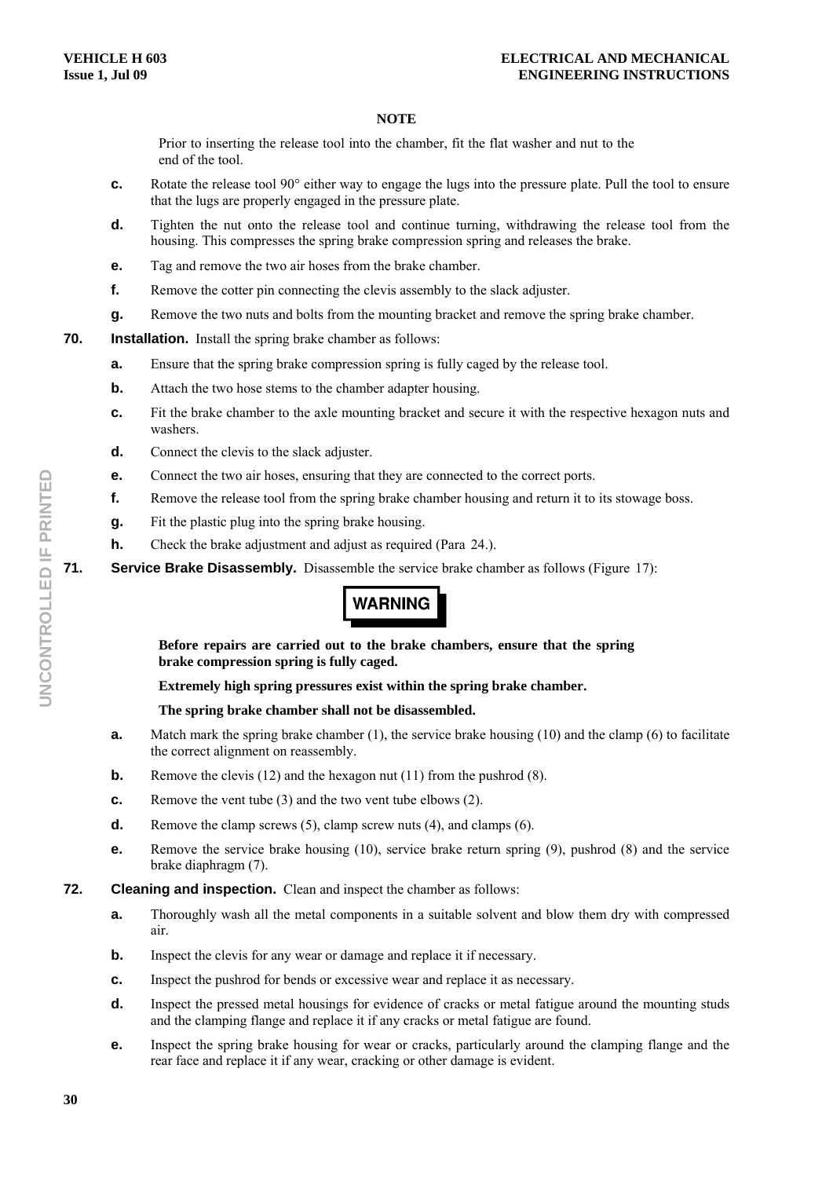**NOTE**

Prior to inserting the release tool into the chamber, fit the flat washer and nut to the end of the tool.

**c.** Rotate the release tool 90° either way to engage the lugs into the pressure plate. Pull the tool to ensure that the lugs are properly engaged in the pressure plate.

**d.** Tighten the nut onto the release tool and continue turning, withdrawing the release tool from the housing. This compresses the spring brake compression spring and releases the brake.

**e.** Tag and remove the two air hoses from the brake chamber.

**f.** Remove the cotter pin connecting the clevis assembly to the slack adjuster.

**g.** Remove the two nuts and bolts from the mounting bracket and remove the spring brake chamber.

**70. Installation.** Install the spring brake chamber as follows:

**a.** Ensure that the spring brake compression spring is fully caged by the release tool.

**b.** Attach the two hose stems to the chamber adapter housing.

**c.** Fit the brake chamber to the axle mounting bracket and secure it with the respective hexagon nuts and washers.

**d.** Connect the clevis to the slack adjuster.

**e.** Connect the two air hoses, ensuring that they are connected to the correct ports.

**f.** Remove the release tool from the spring brake chamber housing and return it to its stowage boss.

**g.** Fit the plastic plug into the spring brake housing.

**h.** Check the brake adjustment and adjust as required (Para 24.).

**71. Service Brake Disassembly.** Disassemble the service brake chamber as follows (Figure 17):

**WARNING**

**Before repairs are carried out to the brake chambers, ensure that the spring brake compression spring is fully caged.**

**Extremely high spring pressures exist within the spring brake chamber.**

**The spring brake chamber shall not be disassembled.**

**a.** Match mark the spring brake chamber (1), the service brake housing (10) and the clamp (6) to facilitate the correct alignment on reassembly.

**b.** Remove the clevis (12) and the hexagon nut (11) from the pushrod (8).

**c.** Remove the vent tube (3) and the two vent tube elbows (2).

**d.** Remove the clamp screws (5), clamp screw nuts (4), and clamps (6).

**e.** Remove the service brake housing (10), service brake return spring (9), pushrod (8) and the service brake diaphragm (7).

**72. Cleaning and inspection.** Clean and inspect the chamber as follows:

**a.** Thoroughly wash all the metal components in a suitable solvent and blow them dry with compressed air.

**b.** Inspect the clevis for any wear or damage and replace it if necessary.

**c.** Inspect the pushrod for bends or excessive wear and replace it as necessary.

**d.** Inspect the pressed metal housings for evidence of cracks or metal fatigue around the mounting studs and the clamping flange and replace it if any cracks or metal fatigue are found.

**e.** Inspect the spring brake housing for wear or cracks, particularly around the clamping flange and the rear face and replace it if any wear, cracking or other damage is evident.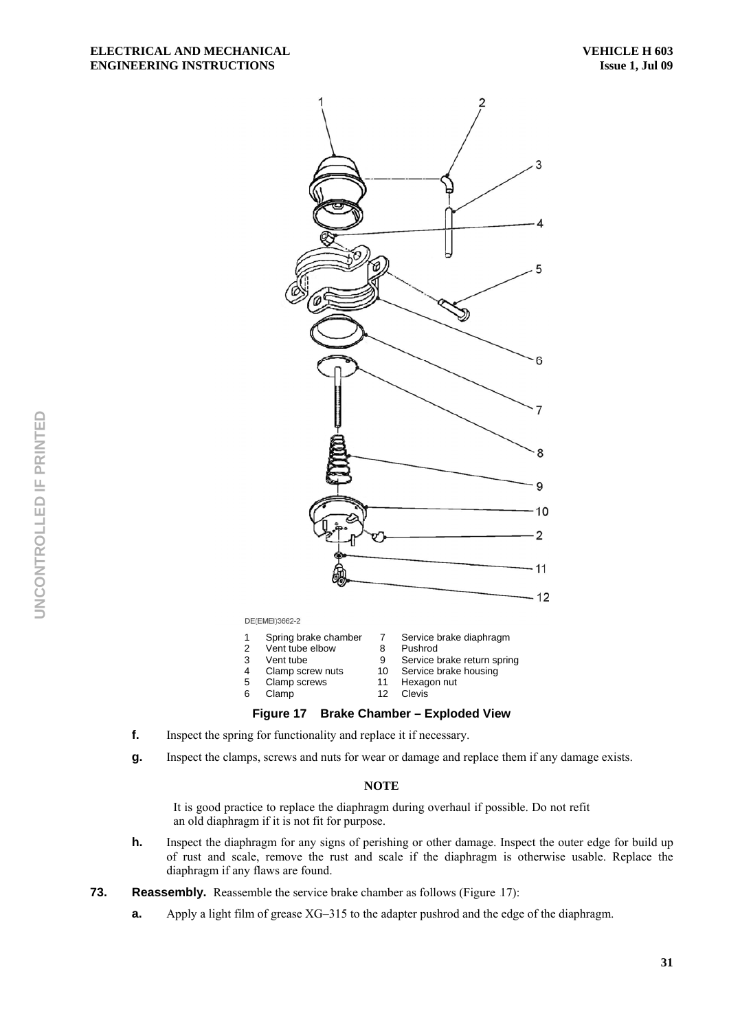DE(EMEI)3662-2

| | | | |
|---|---|---|---|
| 1 | Spring brake chamber | 7 | Service brake diaphragm |
| 2 | Vent tube elbow | 8 | Pushrod |
| 3 | Vent tube | 9 | Service brake return spring |
| 4 | Clamp screw nuts | 10 | Service brake housing |
| 5 | Clamp screws | 11 | Hexagon nut |
| 6 | Clamp | 12 | Clevis |

**Figure 17 Brake Chamber – Exploded View**

**f.** Inspect the spring for functionality and replace it if necessary.

**g.** Inspect the clamps, screws and nuts for wear or damage and replace them if any damage exists.

**NOTE**

It is good practice to replace the diaphragm during overhaul if possible. Do not refit an old diaphragm if it is not fit for purpose.

**h.** Inspect the diaphragm for any signs of perishing or other damage. Inspect the outer edge for build up of rust and scale, remove the rust and scale if the diaphragm is otherwise usable. Replace the diaphragm if any flaws are found.

**73. Reassembly.** Reassemble the service brake chamber as follows (Figure 17):

**a.** Apply a light film of grease XG–315 to the adapter pushrod and the edge of the diaphragm.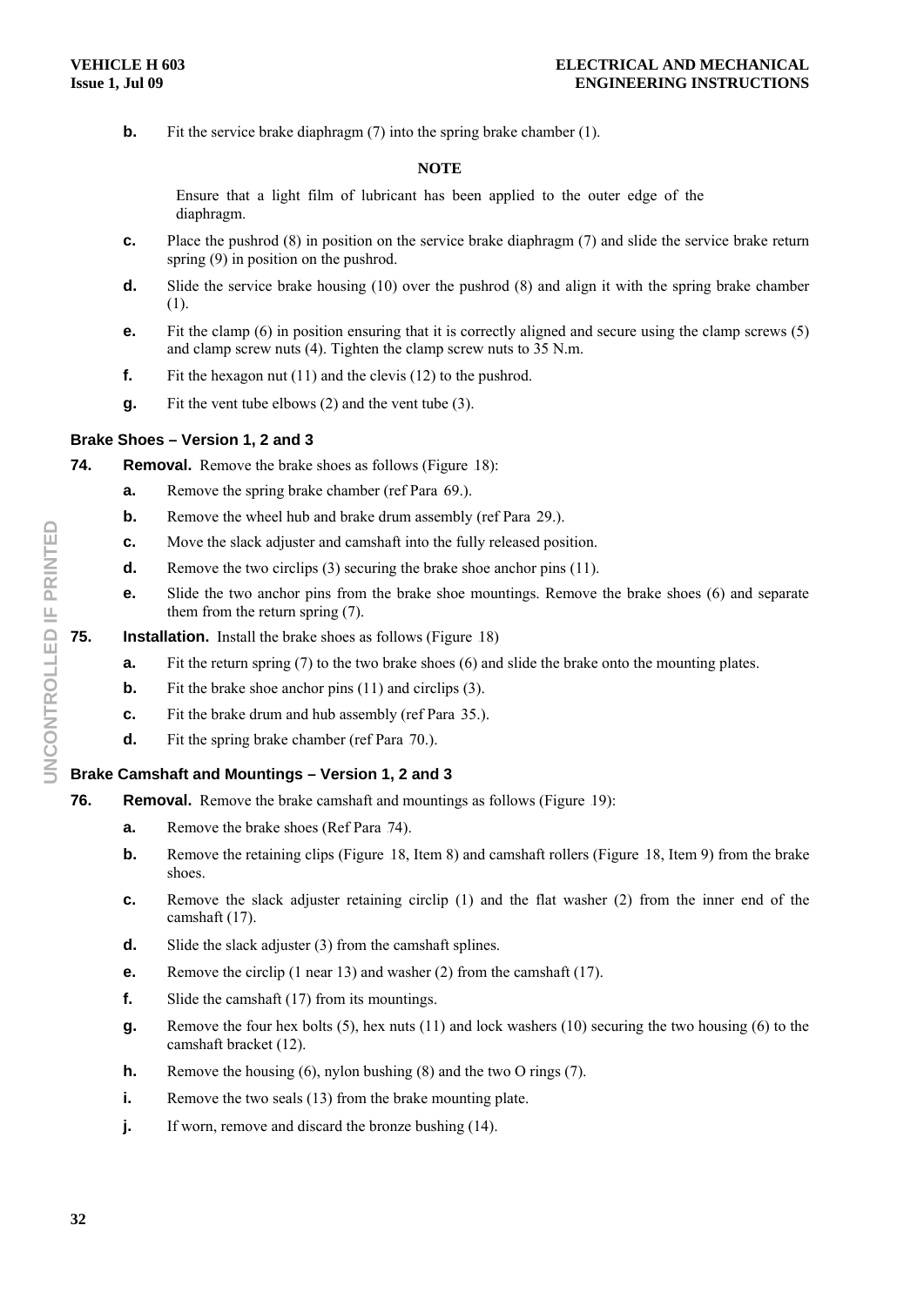b. Fit the service brake diaphragm (7) into the spring brake chamber (1).

**NOTE**

Ensure that a light film of lubricant has been applied to the outer edge of the diaphragm.

c. Place the pushrod (8) in position on the service brake diaphragm (7) and slide the service brake return spring (9) in position on the pushrod.

d. Slide the service brake housing (10) over the pushrod (8) and align it with the spring brake chamber (1).

e. Fit the clamp (6) in position ensuring that it is correctly aligned and secure using the clamp screws (5) and clamp screw nuts (4). Tighten the clamp screw nuts to 35 N.m.

f. Fit the hexagon nut (11) and the clevis (12) to the pushrod.

g. Fit the vent tube elbows (2) and the vent tube (3).

### Brake Shoes – Version 1, 2 and 3

**74. Removal.** Remove the brake shoes as follows (Figure 18):

a. Remove the spring brake chamber (ref Para 69.).

b. Remove the wheel hub and brake drum assembly (ref Para 29.).

c. Move the slack adjuster and camshaft into the fully released position.

d. Remove the two circlips (3) securing the brake shoe anchor pins (11).

e. Slide the two anchor pins from the brake shoe mountings. Remove the brake shoes (6) and separate them from the return spring (7).

**75. Installation.** Install the brake shoes as follows (Figure 18)

a. Fit the return spring (7) to the two brake shoes (6) and slide the brake onto the mounting plates.

b. Fit the brake shoe anchor pins (11) and circlips (3).

c. Fit the brake drum and hub assembly (ref Para 35.).

d. Fit the spring brake chamber (ref Para 70.).

### Brake Camshaft and Mountings – Version 1, 2 and 3

**76. Removal.** Remove the brake camshaft and mountings as follows (Figure 19):

a. Remove the brake shoes (Ref Para 74).

b. Remove the retaining clips (Figure 18, Item 8) and camshaft rollers (Figure 18, Item 9) from the brake shoes.

c. Remove the slack adjuster retaining circlip (1) and the flat washer (2) from the inner end of the camshaft (17).

d. Slide the slack adjuster (3) from the camshaft splines.

e. Remove the circlip (1 near 13) and washer (2) from the camshaft (17).

f. Slide the camshaft (17) from its mountings.

g. Remove the four hex bolts (5), hex nuts (11) and lock washers (10) securing the two housing (6) to the camshaft bracket (12).

h. Remove the housing (6), nylon bushing (8) and the two O rings (7).

i. Remove the two seals (13) from the brake mounting plate.

j. If worn, remove and discard the bronze bushing (14).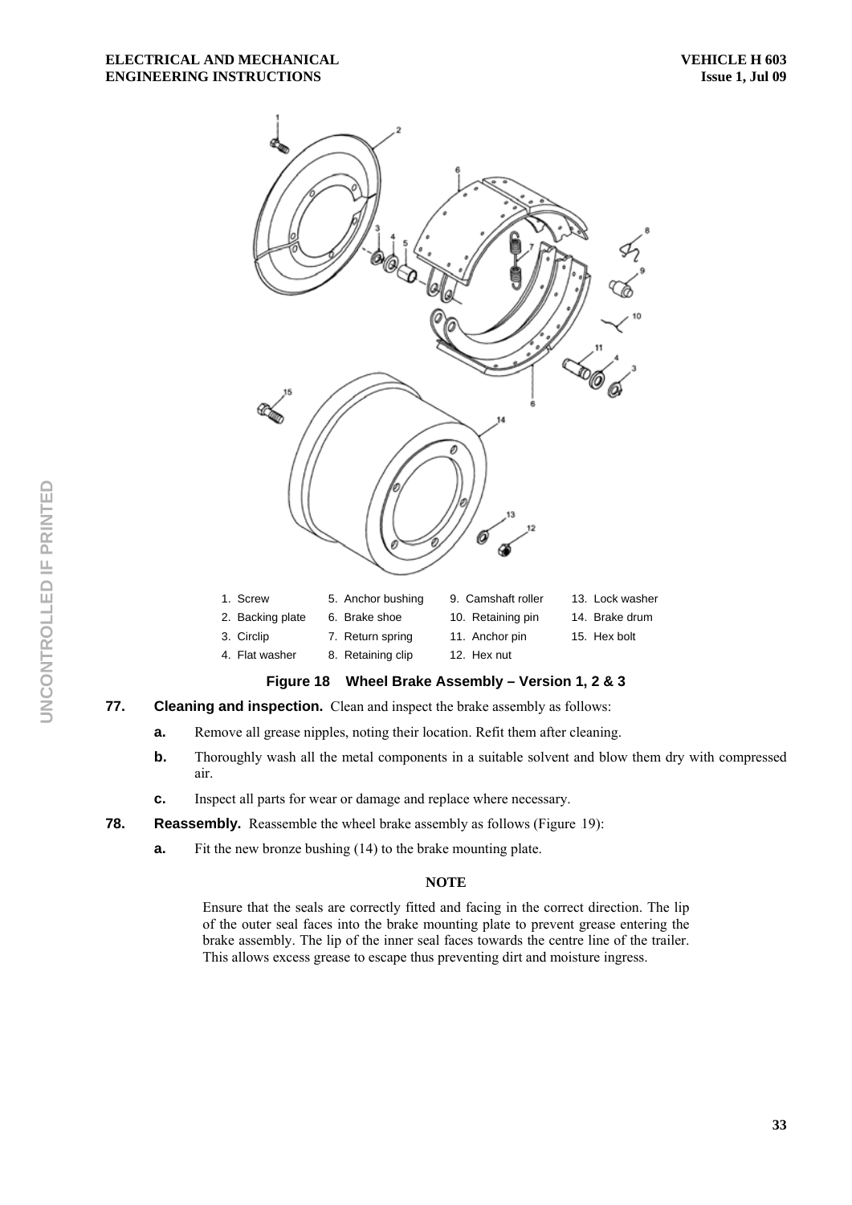| | | | |
|---|---|---|---|
| 1. Screw | 5. Anchor bushing | 9. Camshaft roller | 13. Lock washer |
| 2. Backing plate | 6. Brake shoe | 10. Retaining pin | 14. Brake drum |
| 3. Circlip | 7. Return spring | 11. Anchor pin | 15. Hex bolt |
| 4. Flat washer | 8. Retaining clip | 12. Hex nut | |

**Figure 18 Wheel Brake Assembly – Version 1, 2 & 3**

**77. Cleaning and inspection.** Clean and inspect the brake assembly as follows:

**a.** Remove all grease nipples, noting their location. Refit them after cleaning.

**b.** Thoroughly wash all the metal components in a suitable solvent and blow them dry with compressed air.

**c.** Inspect all parts for wear or damage and replace where necessary.

**78. Reassembly.** Reassemble the wheel brake assembly as follows (Figure 19):

**a.** Fit the new bronze bushing (14) to the brake mounting plate.

**NOTE**

Ensure that the seals are correctly fitted and facing in the correct direction. The lip of the outer seal faces into the brake mounting plate to prevent grease entering the brake assembly. The lip of the inner seal faces towards the centre line of the trailer. This allows excess grease to escape thus preventing dirt and moisture ingress.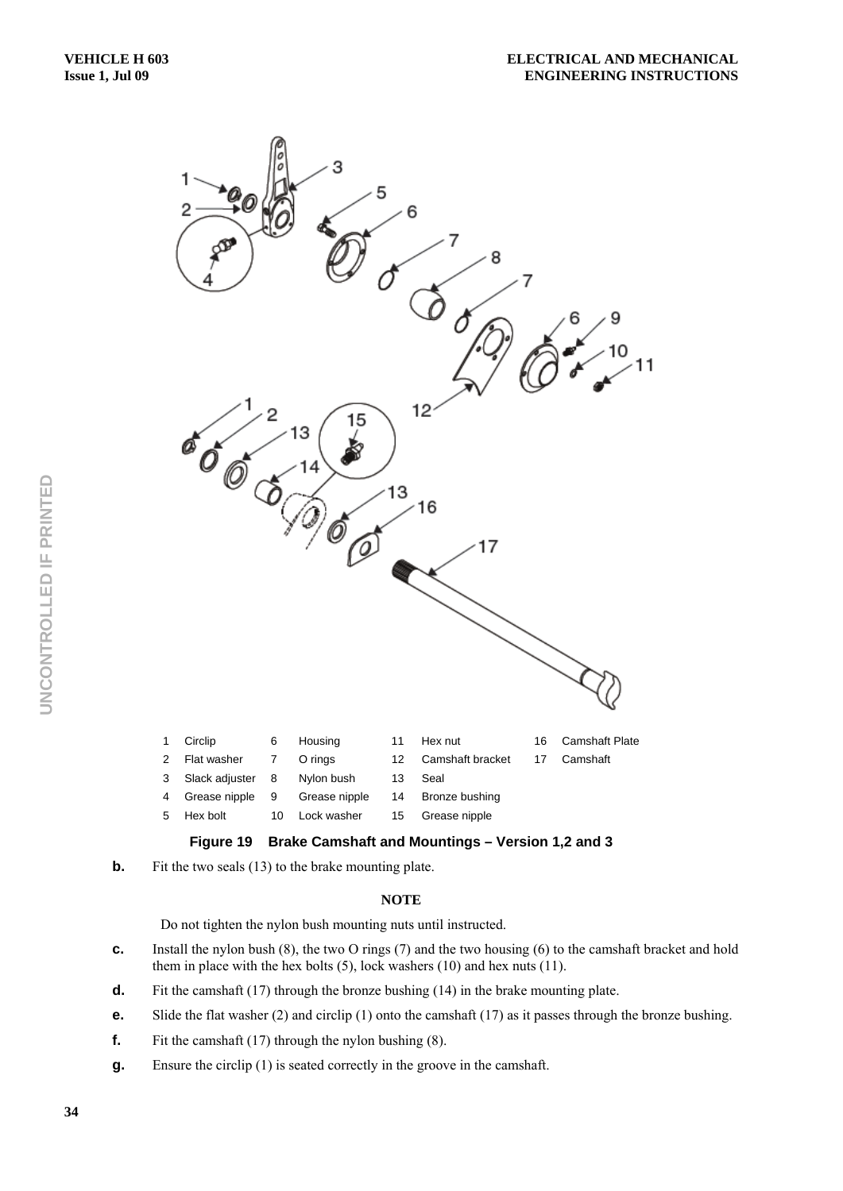| | | | | | | | |
|---|---|---|---|---|---|---|---|
| 1 | Circlip | 6 | Housing | 11 | Hex nut | 16 | Camshaft Plate |
| 2 | Flat washer | 7 | O rings | 12 | Camshaft bracket | 17 | Camshaft |
| 3 | Slack adjuster | 8 | Nylon bush | 13 | Seal | | |
| 4 | Grease nipple | 9 | Grease nipple | 14 | Bronze bushing | | |
| 5 | Hex bolt | 10 | Lock washer | 15 | Grease nipple | | |

**Figure 19 Brake Camshaft and Mountings – Version 1,2 and 3**

**b.** Fit the two seals (13) to the brake mounting plate.

**NOTE**

Do not tighten the nylon bush mounting nuts until instructed.

**c.** Install the nylon bush (8), the two O rings (7) and the two housing (6) to the camshaft bracket and hold them in place with the hex bolts (5), lock washers (10) and hex nuts (11).

**d.** Fit the camshaft (17) through the bronze bushing (14) in the brake mounting plate.

**e.** Slide the flat washer (2) and circlip (1) onto the camshaft (17) as it passes through the bronze bushing.

**f.** Fit the camshaft (17) through the nylon bushing (8).

**g.** Ensure the circlip (1) is seated correctly in the groove in the camshaft.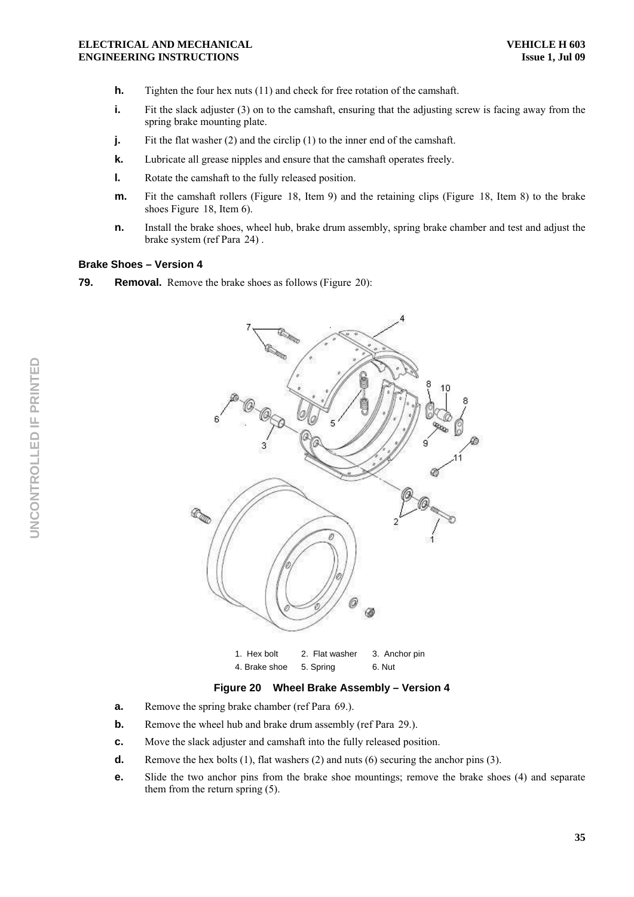**h.** Tighten the four hex nuts (11) and check for free rotation of the camshaft.

**i.** Fit the slack adjuster (3) on to the camshaft, ensuring that the adjusting screw is facing away from the spring brake mounting plate.

**j.** Fit the flat washer (2) and the circlip (1) to the inner end of the camshaft.

**k.** Lubricate all grease nipples and ensure that the camshaft operates freely.

**l.** Rotate the camshaft to the fully released position.

**m.** Fit the camshaft rollers (Figure 18, Item 9) and the retaining clips (Figure 18, Item 8) to the brake shoes Figure 18, Item 6).

**n.** Install the brake shoes, wheel hub, brake drum assembly, spring brake chamber and test and adjust the brake system (ref Para 24) .

### Brake Shoes – Version 4

**79. Removal.** Remove the brake shoes as follows (Figure 20):

| | | |
|---|---|---|
| 1. Hex bolt | 2. Flat washer | 3. Anchor pin |
| 4. Brake shoe | 5. Spring | 6. Nut |

**Figure 20 Wheel Brake Assembly – Version 4**

**a.** Remove the spring brake chamber (ref Para 69.).

**b.** Remove the wheel hub and brake drum assembly (ref Para 29.).

**c.** Move the slack adjuster and camshaft into the fully released position.

**d.** Remove the hex bolts (1), flat washers (2) and nuts (6) securing the anchor pins (3).

**e.** Slide the two anchor pins from the brake shoe mountings; remove the brake shoes (4) and separate them from the return spring (5).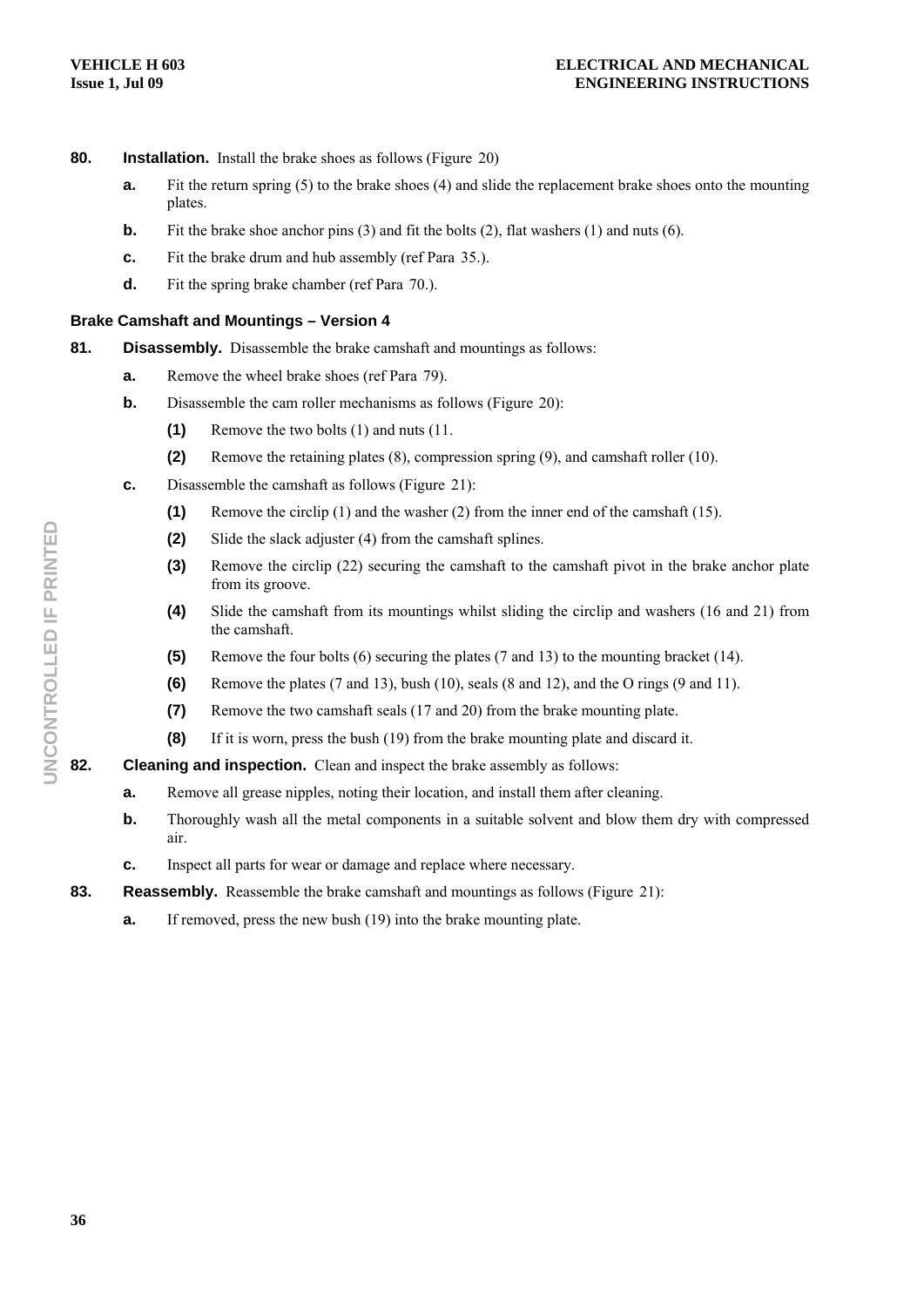**80.** **Installation.** Install the brake shoes as follows (Figure 20)

- **a.** Fit the return spring (5) to the brake shoes (4) and slide the replacement brake shoes onto the mounting plates.
- **b.** Fit the brake shoe anchor pins (3) and fit the bolts (2), flat washers (1) and nuts (6).
- **c.** Fit the brake drum and hub assembly (ref Para 35.).
- **d.** Fit the spring brake chamber (ref Para 70.).

### Brake Camshaft and Mountings – Version 4

**81.** **Disassembly.** Disassemble the brake camshaft and mountings as follows:

- **a.** Remove the wheel brake shoes (ref Para 79).
- **b.** Disassemble the cam roller mechanisms as follows (Figure 20):
  - **(1)** Remove the two bolts (1) and nuts (11.
  - **(2)** Remove the retaining plates (8), compression spring (9), and camshaft roller (10).
- **c.** Disassemble the camshaft as follows (Figure 21):
  - **(1)** Remove the circlip (1) and the washer (2) from the inner end of the camshaft (15).
  - **(2)** Slide the slack adjuster (4) from the camshaft splines.
  - **(3)** Remove the circlip (22) securing the camshaft to the camshaft pivot in the brake anchor plate from its groove.
  - **(4)** Slide the camshaft from its mountings whilst sliding the circlip and washers (16 and 21) from the camshaft.
  - **(5)** Remove the four bolts (6) securing the plates (7 and 13) to the mounting bracket (14).
  - **(6)** Remove the plates (7 and 13), bush (10), seals (8 and 12), and the O rings (9 and 11).
  - **(7)** Remove the two camshaft seals (17 and 20) from the brake mounting plate.
  - **(8)** If it is worn, press the bush (19) from the brake mounting plate and discard it.

**82.** **Cleaning and inspection.** Clean and inspect the brake assembly as follows:

- **a.** Remove all grease nipples, noting their location, and install them after cleaning.
- **b.** Thoroughly wash all the metal components in a suitable solvent and blow them dry with compressed air.
- **c.** Inspect all parts for wear or damage and replace where necessary.

**83.** **Reassembly.** Reassemble the brake camshaft and mountings as follows (Figure 21):

- **a.** If removed, press the new bush (19) into the brake mounting plate.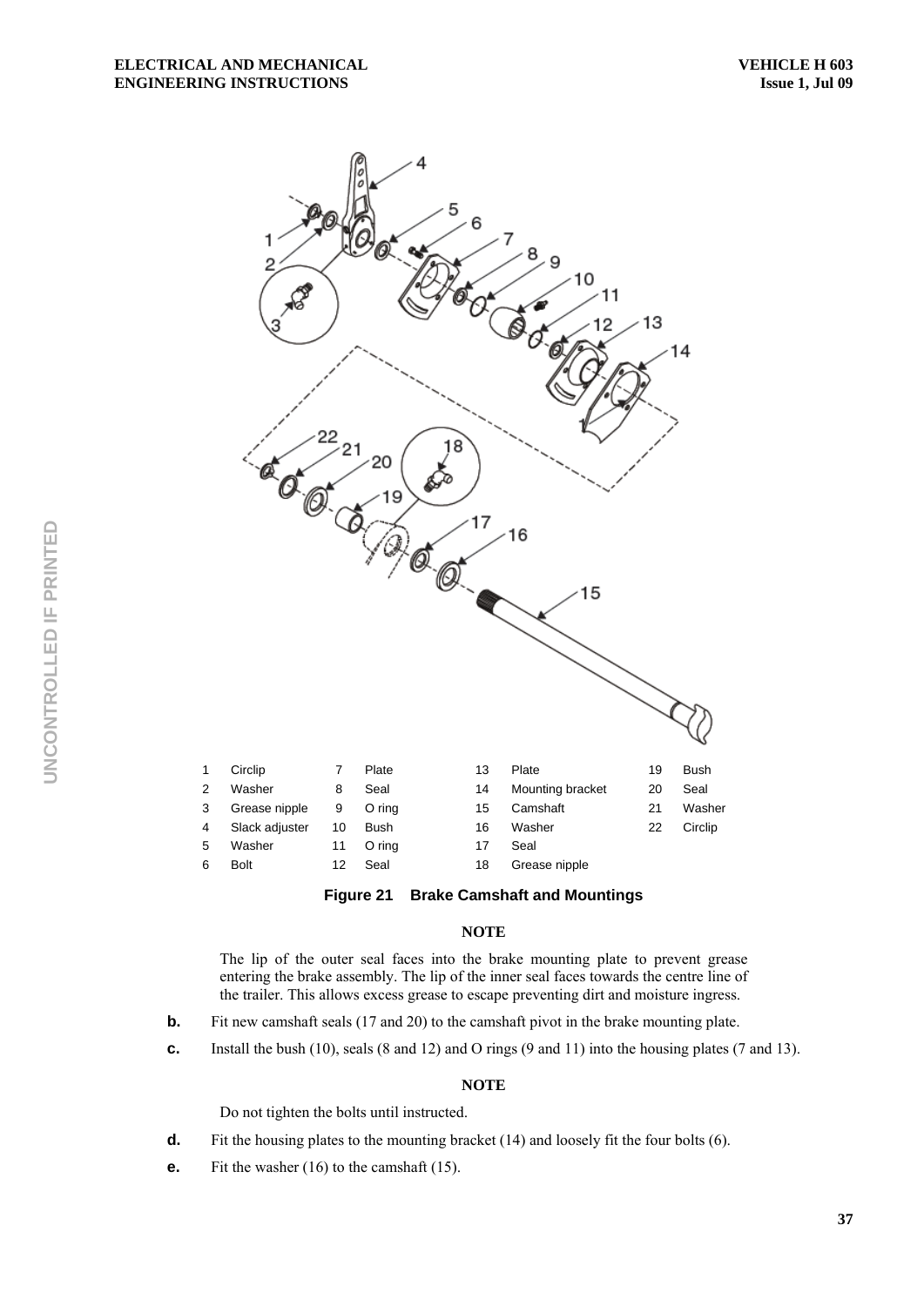| | | | | | | | |
|---|---|---|---|---|---|---|---|
| 1 | Circlip | 7 | Plate | 13 | Plate | 19 | Bush |
| 2 | Washer | 8 | Seal | 14 | Mounting bracket | 20 | Seal |
| 3 | Grease nipple | 9 | O ring | 15 | Camshaft | 21 | Washer |
| 4 | Slack adjuster | 10 | Bush | 16 | Washer | 22 | Circlip |
| 5 | Washer | 11 | O ring | 17 | Seal | | |
| 6 | Bolt | 12 | Seal | 18 | Grease nipple | | |

**Figure 21 Brake Camshaft and Mountings**

**NOTE**

The lip of the outer seal faces into the brake mounting plate to prevent grease entering the brake assembly. The lip of the inner seal faces towards the centre line of the trailer. This allows excess grease to escape preventing dirt and moisture ingress.

**b.** Fit new camshaft seals (17 and 20) to the camshaft pivot in the brake mounting plate.

**c.** Install the bush (10), seals (8 and 12) and O rings (9 and 11) into the housing plates (7 and 13).

**NOTE**

Do not tighten the bolts until instructed.

**d.** Fit the housing plates to the mounting bracket (14) and loosely fit the four bolts (6).

**e.** Fit the washer (16) to the camshaft (15).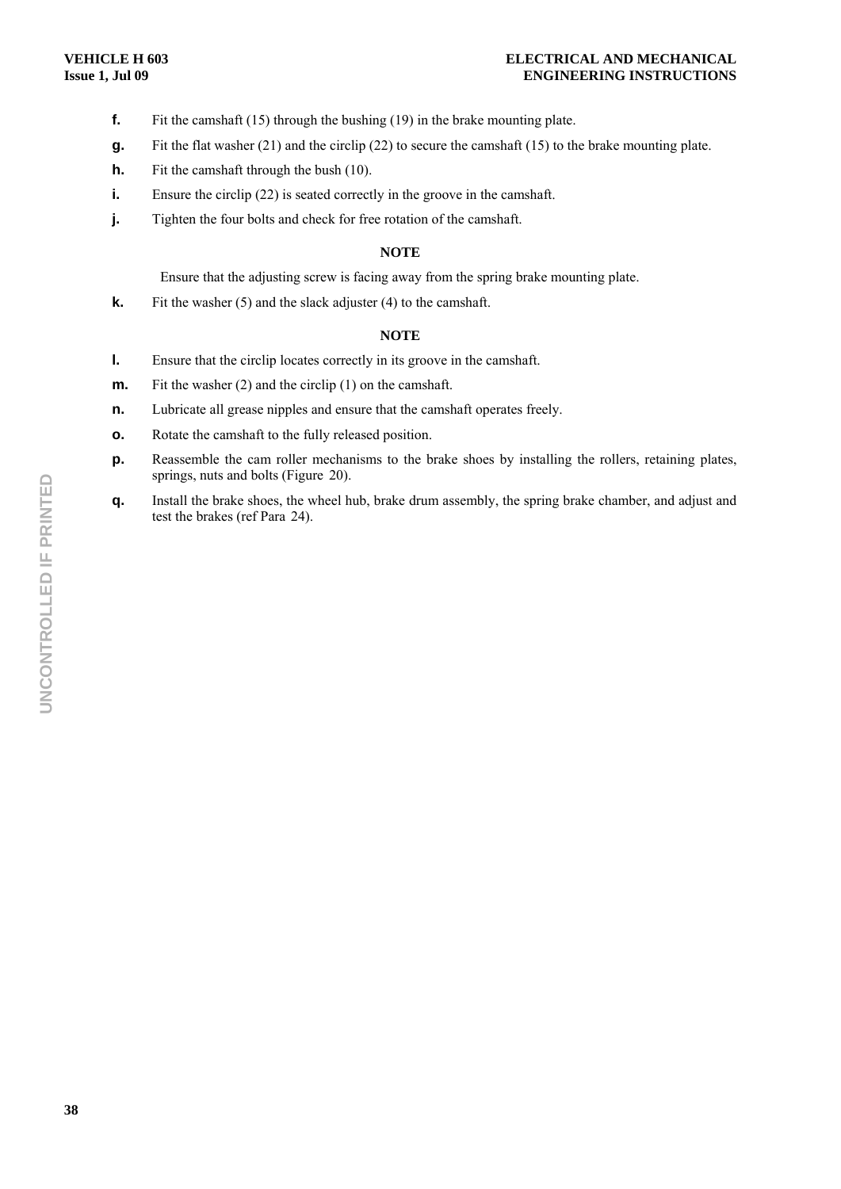**f.** Fit the camshaft (15) through the bushing (19) in the brake mounting plate.

**g.** Fit the flat washer (21) and the circlip (22) to secure the camshaft (15) to the brake mounting plate.

**h.** Fit the camshaft through the bush (10).

**i.** Ensure the circlip (22) is seated correctly in the groove in the camshaft.

**j.** Tighten the four bolts and check for free rotation of the camshaft.

**NOTE**

Ensure that the adjusting screw is facing away from the spring brake mounting plate.

**k.** Fit the washer (5) and the slack adjuster (4) to the camshaft.

**NOTE**

**l.** Ensure that the circlip locates correctly in its groove in the camshaft.

**m.** Fit the washer (2) and the circlip (1) on the camshaft.

**n.** Lubricate all grease nipples and ensure that the camshaft operates freely.

**o.** Rotate the camshaft to the fully released position.

**p.** Reassemble the cam roller mechanisms to the brake shoes by installing the rollers, retaining plates, springs, nuts and bolts (Figure 20).

**q.** Install the brake shoes, the wheel hub, brake drum assembly, the spring brake chamber, and adjust and test the brakes (ref Para 24).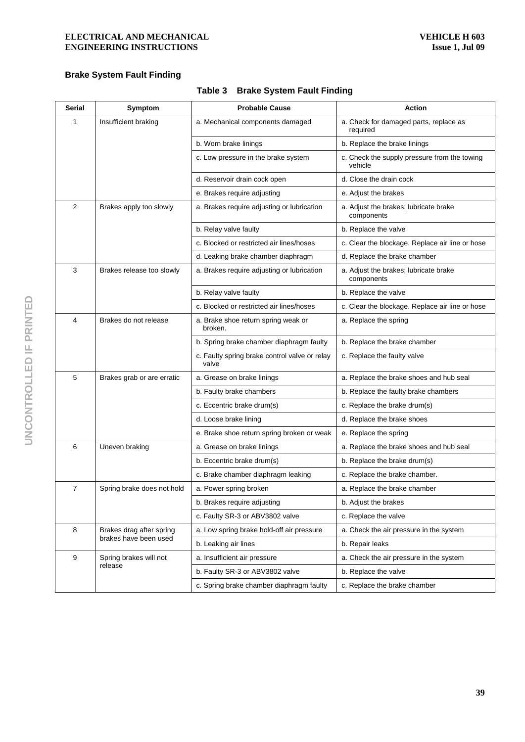## Brake System Fault Finding

**Table 3 Brake System Fault Finding**

| Serial | Symptom | Probable Cause | Action |
|---|---|---|---|
| 1 | Insufficient braking | a. Mechanical components damaged | a. Check for damaged parts, replace as required |
| | | b. Worn brake linings | b. Replace the brake linings |
| | | c. Low pressure in the brake system | c. Check the supply pressure from the towing vehicle |
| | | d. Reservoir drain cock open | d. Close the drain cock |
| | | e. Brakes require adjusting | e. Adjust the brakes |
| 2 | Brakes apply too slowly | a. Brakes require adjusting or lubrication | a. Adjust the brakes; lubricate brake components |
| | | b. Relay valve faulty | b. Replace the valve |
| | | c. Blocked or restricted air lines/hoses | c. Clear the blockage. Replace air line or hose |
| | | d. Leaking brake chamber diaphragm | d. Replace the brake chamber |
| 3 | Brakes release too slowly | a. Brakes require adjusting or lubrication | a. Adjust the brakes; lubricate brake components |
| | | b. Relay valve faulty | b. Replace the valve |
| | | c. Blocked or restricted air lines/hoses | c. Clear the blockage. Replace air line or hose |
| 4 | Brakes do not release | a. Brake shoe return spring weak or broken. | a. Replace the spring |
| | | b. Spring brake chamber diaphragm faulty | b. Replace the brake chamber |
| | | c. Faulty spring brake control valve or relay valve | c. Replace the faulty valve |
| 5 | Brakes grab or are erratic | a. Grease on brake linings | a. Replace the brake shoes and hub seal |
| | | b. Faulty brake chambers | b. Replace the faulty brake chambers |
| | | c. Eccentric brake drum(s) | c. Replace the brake drum(s) |
| | | d. Loose brake lining | d. Replace the brake shoes |
| | | e. Brake shoe return spring broken or weak | e. Replace the spring |
| 6 | Uneven braking | a. Grease on brake linings | a. Replace the brake shoes and hub seal |
| | | b. Eccentric brake drum(s) | b. Replace the brake drum(s) |
| | | c. Brake chamber diaphragm leaking | c. Replace the brake chamber. |
| 7 | Spring brake does not hold | a. Power spring broken | a. Replace the brake chamber |
| | | b. Brakes require adjusting | b. Adjust the brakes |
| | | c. Faulty SR-3 or ABV3802 valve | c. Replace the valve |
| 8 | Brakes drag after spring brakes have been used | a. Low spring brake hold-off air pressure | a. Check the air pressure in the system |
| | | b. Leaking air lines | b. Repair leaks |
| 9 | Spring brakes will not release | a. Insufficient air pressure | a. Check the air pressure in the system |
| | | b. Faulty SR-3 or ABV3802 valve | b. Replace the valve |
| | | c. Spring brake chamber diaphragm faulty | c. Replace the brake chamber |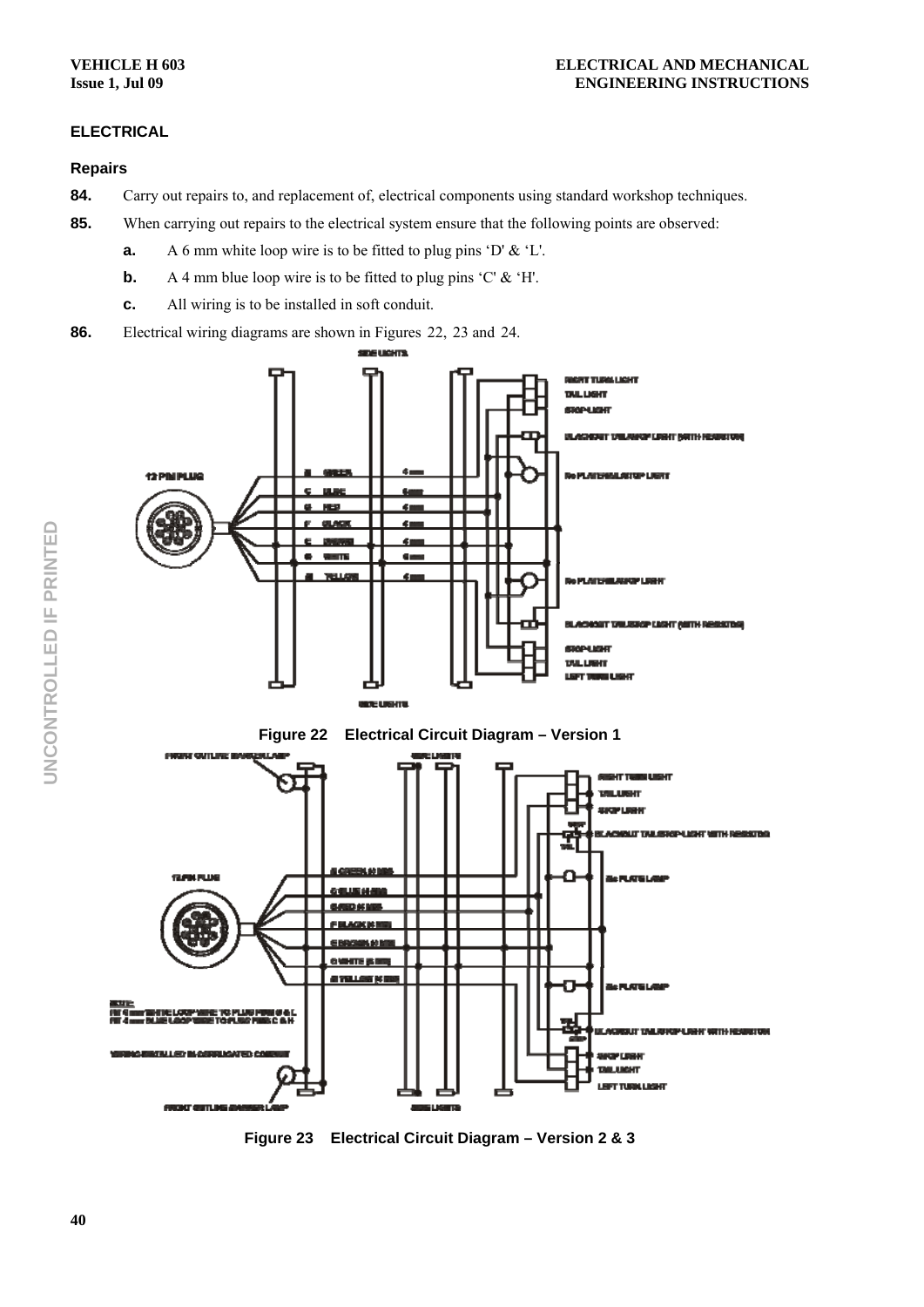## ELECTRICAL

### Repairs

**84.** Carry out repairs to, and replacement of, electrical components using standard workshop techniques.

**85.** When carrying out repairs to the electrical system ensure that the following points are observed:

- **a.** A 6 mm white loop wire is to be fitted to plug pins 'D' & 'L'.
- **b.** A 4 mm blue loop wire is to be fitted to plug pins 'C' & 'H'.
- **c.** All wiring is to be installed in soft conduit.

**86.** Electrical wiring diagrams are shown in Figures 22, 23 and 24.

**Figure 22 Electrical Circuit Diagram – Version 1**

**Figure 23 Electrical Circuit Diagram – Version 2 & 3**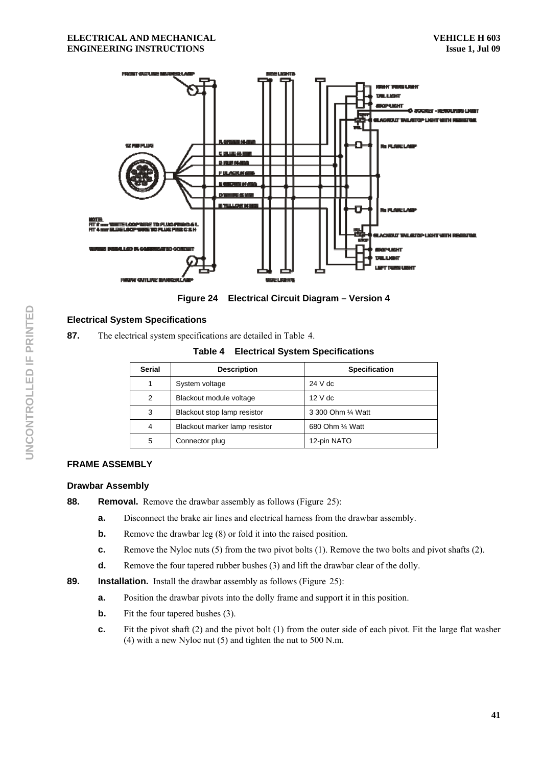Figure 24 Electrical Circuit Diagram – Version 4

### Electrical System Specifications

**87.** The electrical system specifications are detailed in Table 4.

**Table 4 Electrical System Specifications**

| Serial | Description | Specification |
|---|---|---|
| 1 | System voltage | 24 V dc |
| 2 | Blackout module voltage | 12 V dc |
| 3 | Blackout stop lamp resistor | 3 300 Ohm ¼ Watt |
| 4 | Blackout marker lamp resistor | 680 Ohm ¼ Watt |
| 5 | Connector plug | 12-pin NATO |

## FRAME ASSEMBLY

### Drawbar Assembly

**88. Removal.** Remove the drawbar assembly as follows (Figure 25):

- **a.** Disconnect the brake air lines and electrical harness from the drawbar assembly.
- **b.** Remove the drawbar leg (8) or fold it into the raised position.
- **c.** Remove the Nyloc nuts (5) from the two pivot bolts (1). Remove the two bolts and pivot shafts (2).
- **d.** Remove the four tapered rubber bushes (3) and lift the drawbar clear of the dolly.

**89. Installation.** Install the drawbar assembly as follows (Figure 25):

- **a.** Position the drawbar pivots into the dolly frame and support it in this position.
- **b.** Fit the four tapered bushes (3).
- **c.** Fit the pivot shaft (2) and the pivot bolt (1) from the outer side of each pivot. Fit the large flat washer (4) with a new Nyloc nut (5) and tighten the nut to 500 N.m.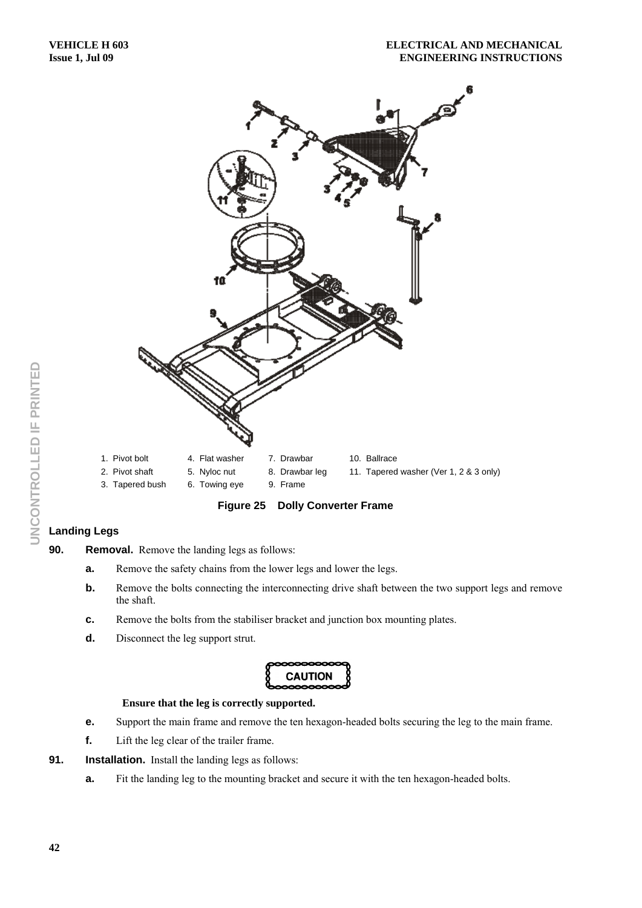1. Pivot bolt
2. Pivot shaft
3. Tapered bush
4. Flat washer
5. Nyloc nut
6. Towing eye
7. Drawbar
8. Drawbar leg
9. Frame
10. Ballrace
11. Tapered washer (Ver 1, 2 & 3 only)

**Figure 25 Dolly Converter Frame**

### Landing Legs

**90. Removal.** Remove the landing legs as follows:

**a.** Remove the safety chains from the lower legs and lower the legs.

**b.** Remove the bolts connecting the interconnecting drive shaft between the two support legs and remove the shaft.

**c.** Remove the bolts from the stabiliser bracket and junction box mounting plates.

**d.** Disconnect the leg support strut.

**CAUTION**

**Ensure that the leg is correctly supported.**

**e.** Support the main frame and remove the ten hexagon-headed bolts securing the leg to the main frame.

**f.** Lift the leg clear of the trailer frame.

**91. Installation.** Install the landing legs as follows:

**a.** Fit the landing leg to the mounting bracket and secure it with the ten hexagon-headed bolts.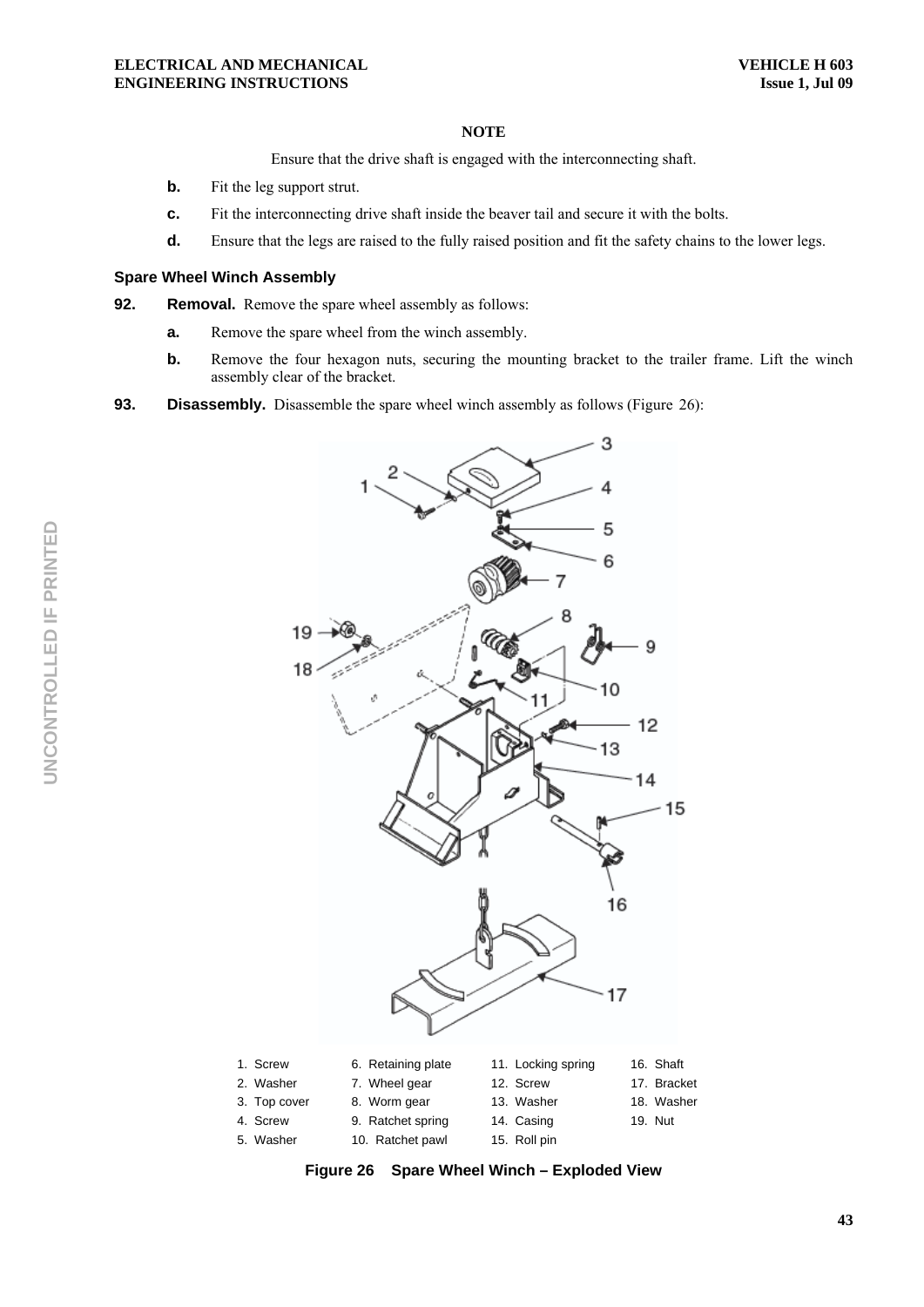**NOTE**

Ensure that the drive shaft is engaged with the interconnecting shaft.

**b.** Fit the leg support strut.

**c.** Fit the interconnecting drive shaft inside the beaver tail and secure it with the bolts.

**d.** Ensure that the legs are raised to the fully raised position and fit the safety chains to the lower legs.

### Spare Wheel Winch Assembly

**92. Removal.** Remove the spare wheel assembly as follows:

**a.** Remove the spare wheel from the winch assembly.

**b.** Remove the four hexagon nuts, securing the mounting bracket to the trailer frame. Lift the winch assembly clear of the bracket.

**93. Disassembly.** Disassemble the spare wheel winch assembly as follows (Figure 26):

| | | | |
|---|---|---|---|
| 1. Screw | 6. Retaining plate | 11. Locking spring | 16. Shaft |
| 2. Washer | 7. Wheel gear | 12. Screw | 17. Bracket |
| 3. Top cover | 8. Worm gear | 13. Washer | 18. Washer |
| 4. Screw | 9. Ratchet spring | 14. Casing | 19. Nut |
| 5. Washer | 10. Ratchet pawl | 15. Roll pin | |

**Figure 26 Spare Wheel Winch – Exploded View**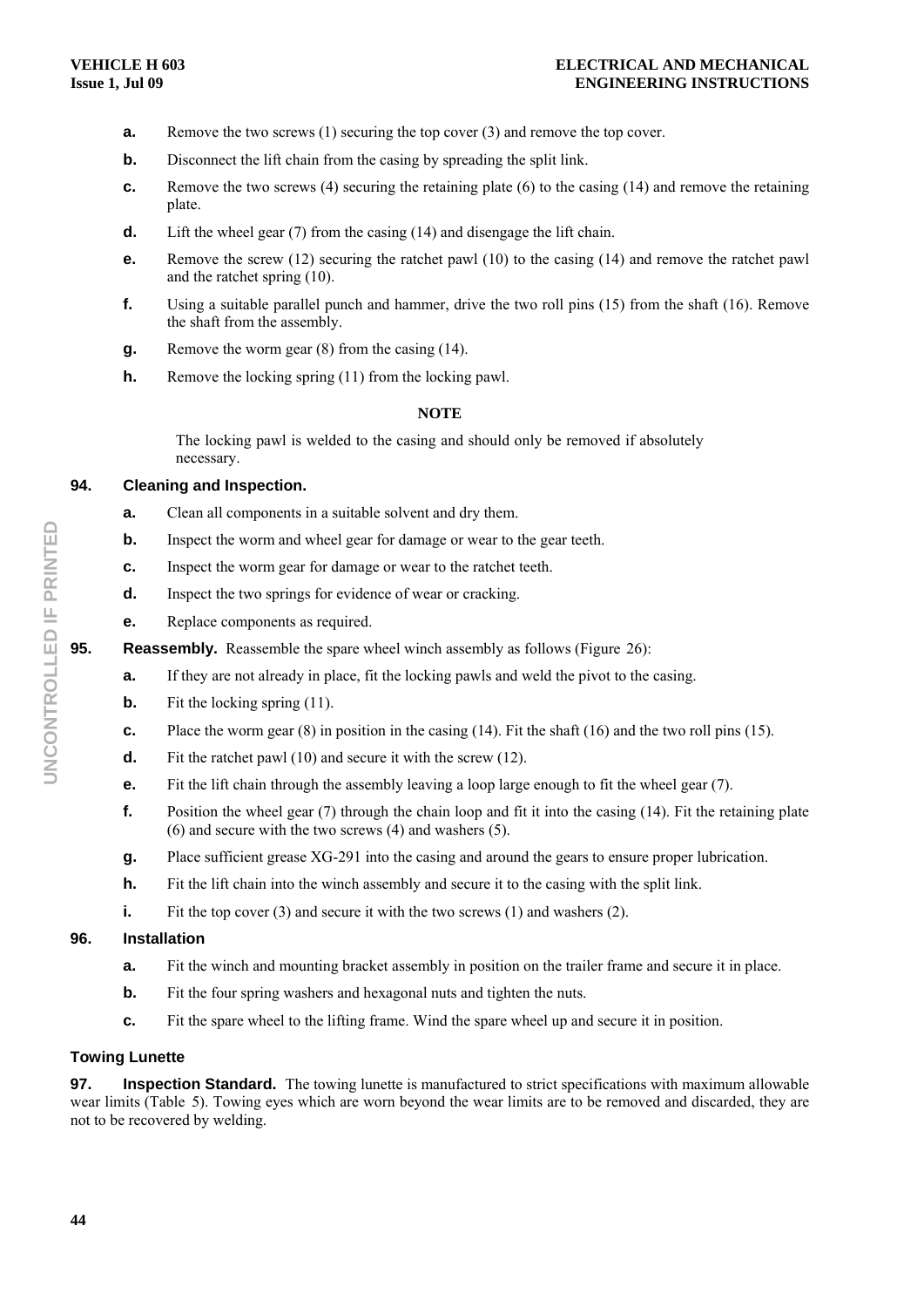**a.** Remove the two screws (1) securing the top cover (3) and remove the top cover.

**b.** Disconnect the lift chain from the casing by spreading the split link.

**c.** Remove the two screws (4) securing the retaining plate (6) to the casing (14) and remove the retaining plate.

**d.** Lift the wheel gear (7) from the casing (14) and disengage the lift chain.

**e.** Remove the screw (12) securing the ratchet pawl (10) to the casing (14) and remove the ratchet pawl and the ratchet spring (10).

**f.** Using a suitable parallel punch and hammer, drive the two roll pins (15) from the shaft (16). Remove the shaft from the assembly.

**g.** Remove the worm gear (8) from the casing (14).

**h.** Remove the locking spring (11) from the locking pawl.

**NOTE**

The locking pawl is welded to the casing and should only be removed if absolutely necessary.

**94. Cleaning and Inspection.**

**a.** Clean all components in a suitable solvent and dry them.

**b.** Inspect the worm and wheel gear for damage or wear to the gear teeth.

**c.** Inspect the worm gear for damage or wear to the ratchet teeth.

**d.** Inspect the two springs for evidence of wear or cracking.

**e.** Replace components as required.

**95. Reassembly.** Reassemble the spare wheel winch assembly as follows (Figure 26):

**a.** If they are not already in place, fit the locking pawls and weld the pivot to the casing.

**b.** Fit the locking spring (11).

**c.** Place the worm gear (8) in position in the casing (14). Fit the shaft (16) and the two roll pins (15).

**d.** Fit the ratchet pawl (10) and secure it with the screw (12).

**e.** Fit the lift chain through the assembly leaving a loop large enough to fit the wheel gear (7).

**f.** Position the wheel gear (7) through the chain loop and fit it into the casing (14). Fit the retaining plate (6) and secure with the two screws (4) and washers (5).

**g.** Place sufficient grease XG-291 into the casing and around the gears to ensure proper lubrication.

**h.** Fit the lift chain into the winch assembly and secure it to the casing with the split link.

**i.** Fit the top cover (3) and secure it with the two screws (1) and washers (2).

**96. Installation**

**a.** Fit the winch and mounting bracket assembly in position on the trailer frame and secure it in place.

**b.** Fit the four spring washers and hexagonal nuts and tighten the nuts.

**c.** Fit the spare wheel to the lifting frame. Wind the spare wheel up and secure it in position.

### Towing Lunette

**97. Inspection Standard.** The towing lunette is manufactured to strict specifications with maximum allowable wear limits (Table 5). Towing eyes which are worn beyond the wear limits are to be removed and discarded, they are not to be recovered by welding.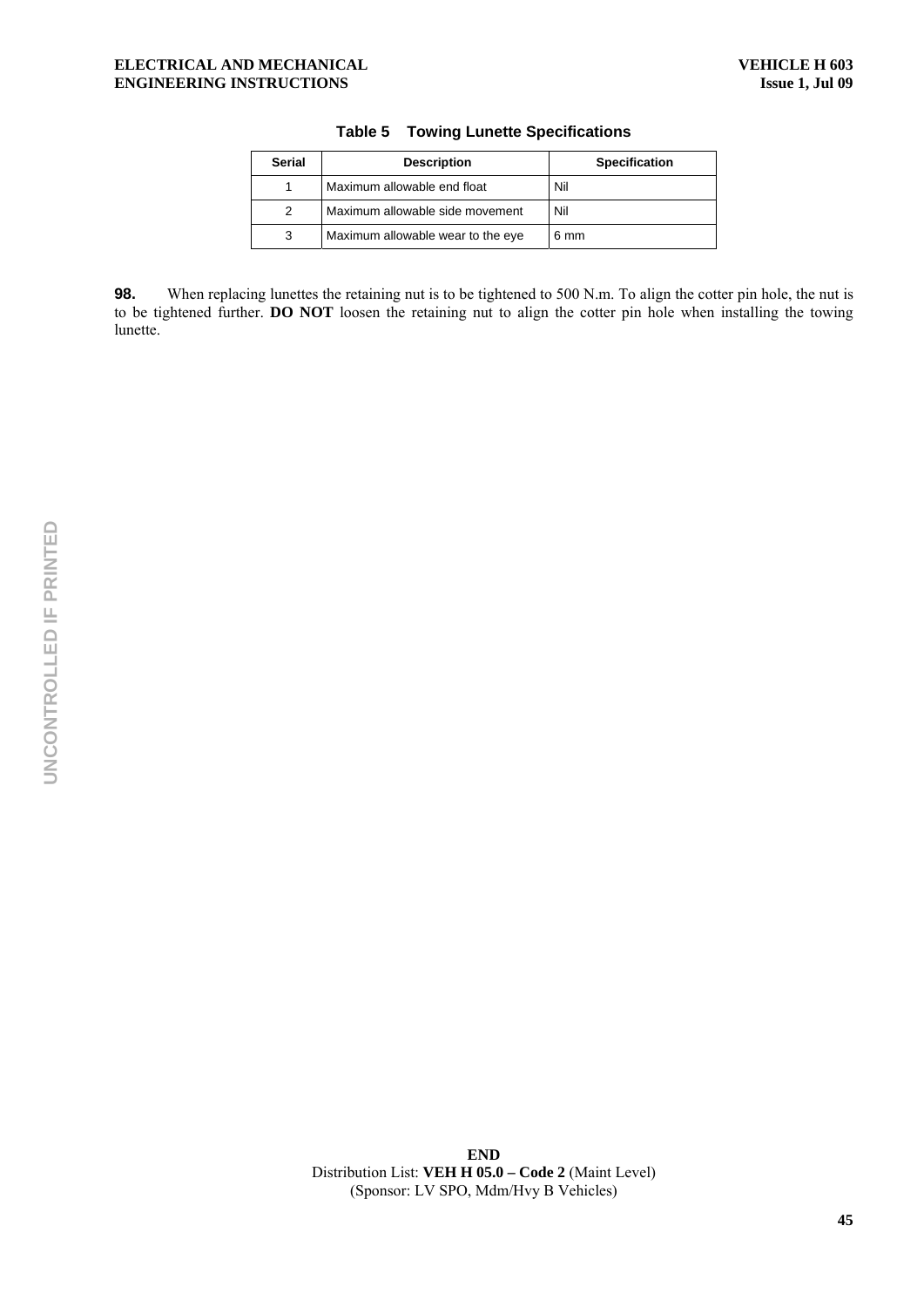**Table 5 Towing Lunette Specifications**

| Serial | Description | Specification |
|---|---|---|
| 1 | Maximum allowable end float | Nil |
| 2 | Maximum allowable side movement | Nil |
| 3 | Maximum allowable wear to the eye | 6 mm |

**98.** When replacing lunettes the retaining nut is to be tightened to 500 N.m. To align the cotter pin hole, the nut is to be tightened further. **DO NOT** loosen the retaining nut to align the cotter pin hole when installing the towing lunette.

**END**

Distribution List: **VEH H 05.0 – Code 2** (Maint Level)
(Sponsor: LV SPO, Mdm/Hvy B Vehicles)